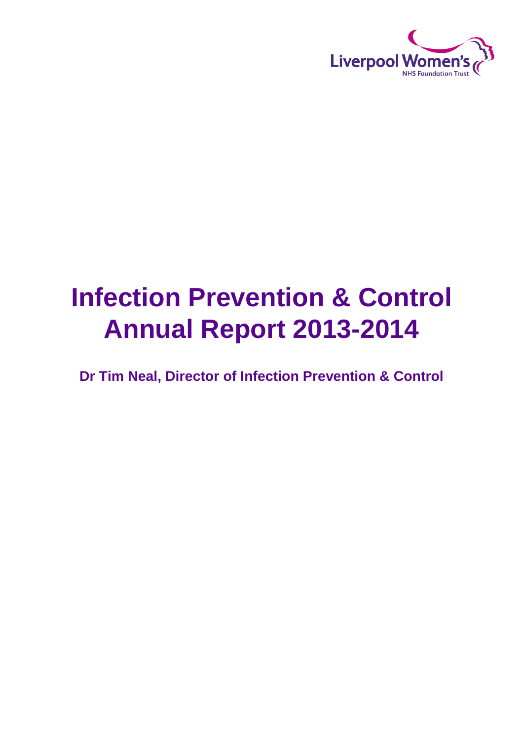Liverpool Women's
NHS Foundation Trust

# Infection Prevention & Control Annual Report 2013-2014

**Dr Tim Neal, Director of Infection Prevention & Control**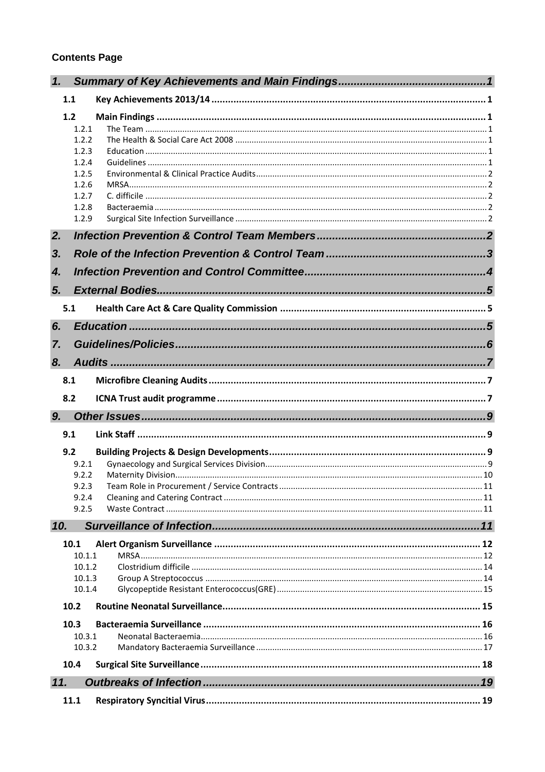**Contents Page**

1. Summary of Key Achievements and Main Findings ........ 1
   - 1.1 Key Achievements 2013/14 ........ 1
   - 1.2 Main Findings ........ 1
     - 1.2.1 The Team ........ 1
     - 1.2.2 The Health & Social Care Act 2008 ........ 1
     - 1.2.3 Education ........ 1
     - 1.2.4 Guidelines ........ 1
     - 1.2.5 Environmental & Clinical Practice Audits ........ 2
     - 1.2.6 MRSA ........ 2
     - 1.2.7 C. difficile ........ 2
     - 1.2.8 Bacteraemia ........ 2
     - 1.2.9 Surgical Site Infection Surveillance ........ 2
2. Infection Prevention & Control Team Members ........ 2
3. Role of the Infection Prevention & Control Team ........ 3
4. Infection Prevention and Control Committee ........ 4
5. External Bodies ........ 5
   - 5.1 Health Care Act & Care Quality Commission ........ 5
6. Education ........ 5
7. Guidelines/Policies ........ 6
8. Audits ........ 7
   - 8.1 Microfibre Cleaning Audits ........ 7
   - 8.2 ICNA Trust audit programme ........ 7
9. Other Issues ........ 9
   - 9.1 Link Staff ........ 9
   - 9.2 Building Projects & Design Developments ........ 9
     - 9.2.1 Gynaecology and Surgical Services Division ........ 9
     - 9.2.2 Maternity Division ........ 10
     - 9.2.3 Team Role in Procurement / Service Contracts ........ 11
     - 9.2.4 Cleaning and Catering Contract ........ 11
     - 9.2.5 Waste Contract ........ 11
10. Surveillance of Infection ........ 11
    - 10.1 Alert Organism Surveillance ........ 12
      - 10.1.1 MRSA ........ 12
      - 10.1.2 Clostridium difficile ........ 14
      - 10.1.3 Group A Streptococcus ........ 14
      - 10.1.4 Glycopeptide Resistant Enterococcus(GRE) ........ 15
    - 10.2 Routine Neonatal Surveillance ........ 15
    - 10.3 Bacteraemia Surveillance ........ 16
      - 10.3.1 Neonatal Bacteraemia ........ 16
      - 10.3.2 Mandatory Bacteraemia Surveillance ........ 17
    - 10.4 Surgical Site Surveillance ........ 18
11. Outbreaks of Infection ........ 19
    - 11.1 Respiratory Syncitial Virus ........ 19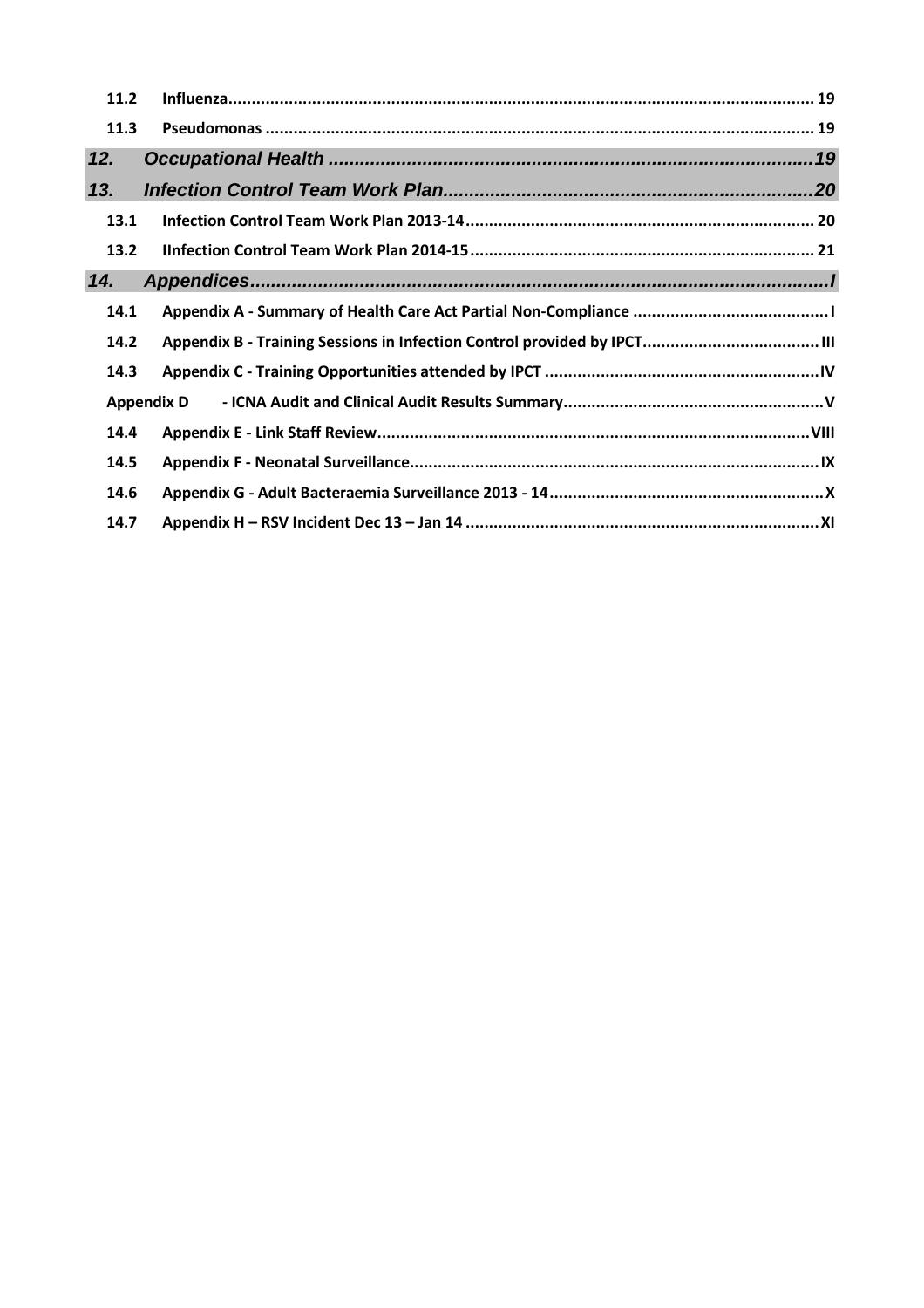| | | |
|---|---|---|
| 11.2 | Influenza | 19 |
| 11.3 | Pseudomonas | 19 |
| ***12.*** | ***Occupational Health*** | ***19*** |
| ***13.*** | ***Infection Control Team Work Plan*** | ***20*** |
| 13.1 | Infection Control Team Work Plan 2013-14 | 20 |
| 13.2 | IInfection Control Team Work Plan 2014-15 | 21 |
| ***14.*** | ***Appendices*** | ***I*** |
| 14.1 | Appendix A - Summary of Health Care Act Partial Non-Compliance | I |
| 14.2 | Appendix B - Training Sessions in Infection Control provided by IPCT | III |
| 14.3 | Appendix C - Training Opportunities attended by IPCT | IV |
| Appendix D | - ICNA Audit and Clinical Audit Results Summary | V |
| 14.4 | Appendix E - Link Staff Review | VIII |
| 14.5 | Appendix F - Neonatal Surveillance | IX |
| 14.6 | Appendix G - Adult Bacteraemia Surveillance 2013 - 14 | X |
| 14.7 | Appendix H – RSV Incident Dec 13 – Jan 14 | XI |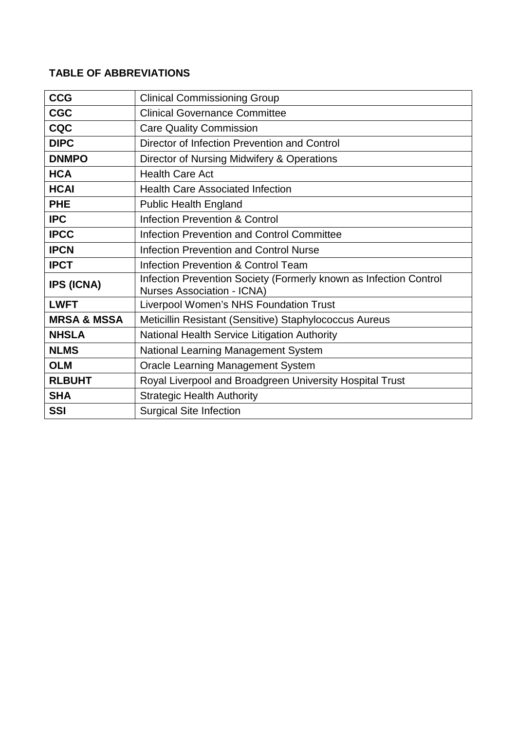**TABLE OF ABBREVIATIONS**

| | |
|---|---|
| **CCG** | Clinical Commissioning Group |
| **CGC** | Clinical Governance Committee |
| **CQC** | Care Quality Commission |
| **DIPC** | Director of Infection Prevention and Control |
| **DNMPO** | Director of Nursing Midwifery & Operations |
| **HCA** | Health Care Act |
| **HCAI** | Health Care Associated Infection |
| **PHE** | Public Health England |
| **IPC** | Infection Prevention & Control |
| **IPCC** | Infection Prevention and Control Committee |
| **IPCN** | Infection Prevention and Control Nurse |
| **IPCT** | Infection Prevention & Control Team |
| **IPS (ICNA)** | Infection Prevention Society (Formerly known as Infection Control Nurses Association - ICNA) |
| **LWFT** | Liverpool Women's NHS Foundation Trust |
| **MRSA & MSSA** | Meticillin Resistant (Sensitive) Staphylococcus Aureus |
| **NHSLA** | National Health Service Litigation Authority |
| **NLMS** | National Learning Management System |
| **OLM** | Oracle Learning Management System |
| **RLBUHT** | Royal Liverpool and Broadgreen University Hospital Trust |
| **SHA** | Strategic Health Authority |
| **SSI** | Surgical Site Infection |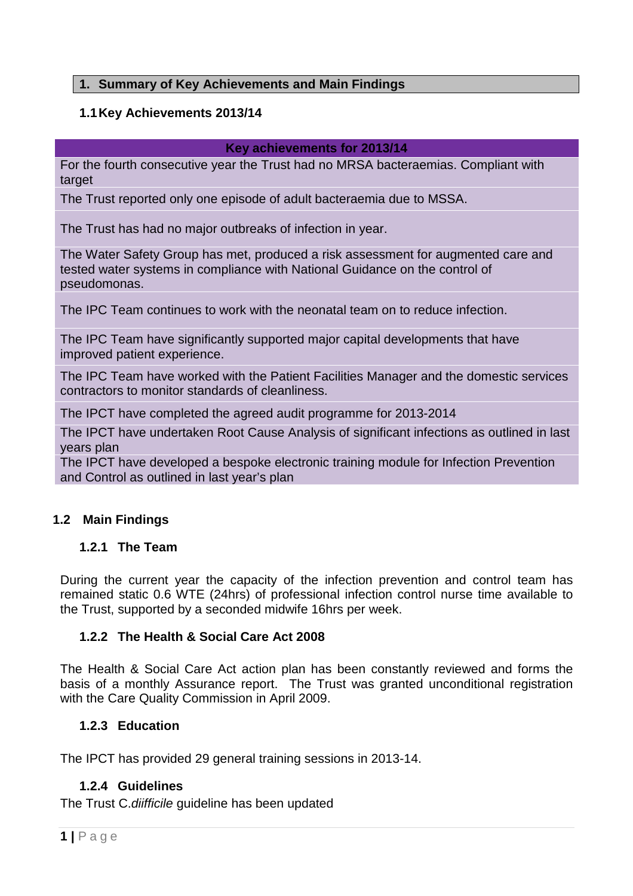## 1. Summary of Key Achievements and Main Findings

### 1.1 Key Achievements 2013/14

| Key achievements for 2013/14 |
|---|
| For the fourth consecutive year the Trust had no MRSA bacteraemias. Compliant with target |
| The Trust reported only one episode of adult bacteraemia due to MSSA. |
| The Trust has had no major outbreaks of infection in year. |
| The Water Safety Group has met, produced a risk assessment for augmented care and tested water systems in compliance with National Guidance on the control of pseudomonas. |
| The IPC Team continues to work with the neonatal team on to reduce infection. |
| The IPC Team have significantly supported major capital developments that have improved patient experience. |
| The IPC Team have worked with the Patient Facilities Manager and the domestic services contractors to monitor standards of cleanliness. |
| The IPCT have completed the agreed audit programme for 2013-2014 |
| The IPCT have undertaken Root Cause Analysis of significant infections as outlined in last years plan |
| The IPCT have developed a bespoke electronic training module for Infection Prevention and Control as outlined in last year's plan |

### 1.2 Main Findings

#### 1.2.1 The Team

During the current year the capacity of the infection prevention and control team has remained static 0.6 WTE (24hrs) of professional infection control nurse time available to the Trust, supported by a seconded midwife 16hrs per week.

#### 1.2.2 The Health & Social Care Act 2008

The Health & Social Care Act action plan has been constantly reviewed and forms the basis of a monthly Assurance report. The Trust was granted unconditional registration with the Care Quality Commission in April 2009.

#### 1.2.3 Education

The IPCT has provided 29 general training sessions in 2013-14.

#### 1.2.4 Guidelines

The Trust C.*diifficile* guideline has been updated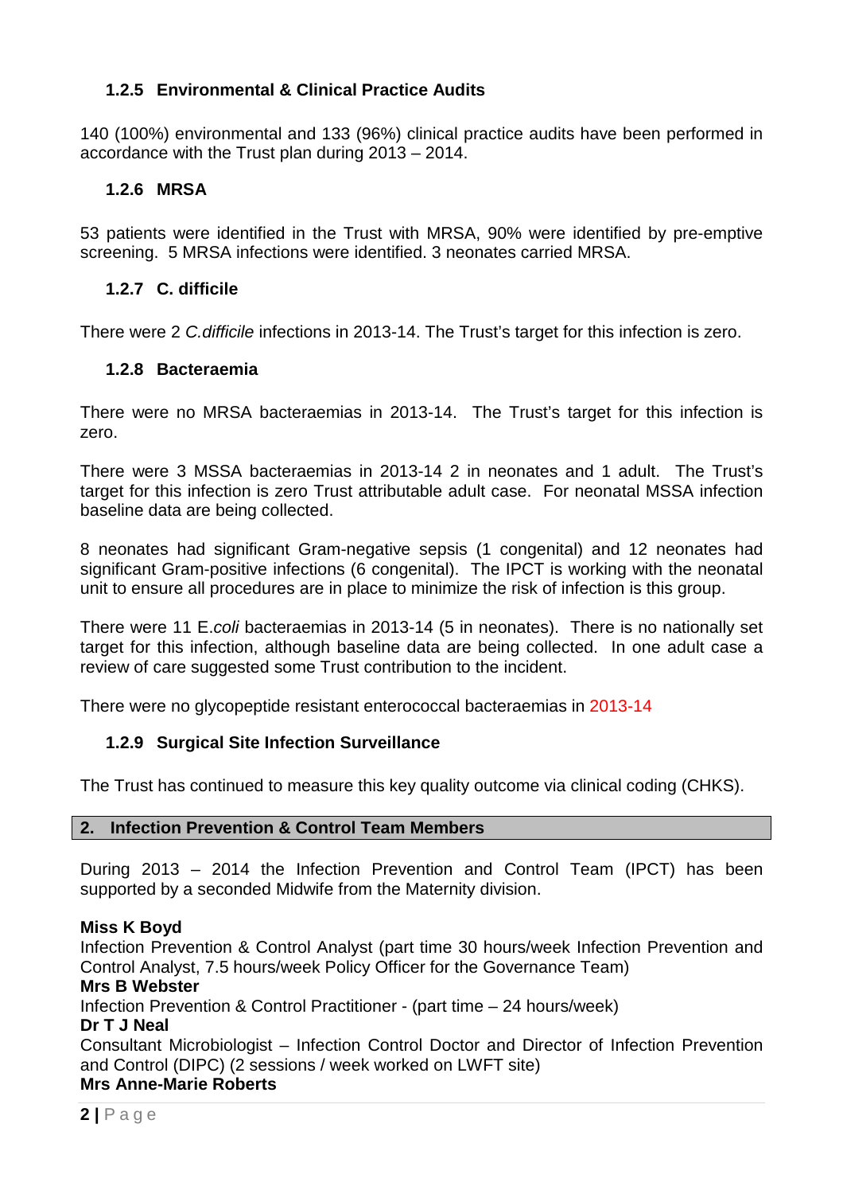### 1.2.5 Environmental & Clinical Practice Audits

140 (100%) environmental and 133 (96%) clinical practice audits have been performed in accordance with the Trust plan during 2013 – 2014.

### 1.2.6 MRSA

53 patients were identified in the Trust with MRSA, 90% were identified by pre-emptive screening. 5 MRSA infections were identified. 3 neonates carried MRSA.

### 1.2.7 C. difficile

There were 2 *C.difficile* infections in 2013-14. The Trust's target for this infection is zero.

### 1.2.8 Bacteraemia

There were no MRSA bacteraemias in 2013-14. The Trust's target for this infection is zero.

There were 3 MSSA bacteraemias in 2013-14 2 in neonates and 1 adult. The Trust's target for this infection is zero Trust attributable adult case. For neonatal MSSA infection baseline data are being collected.

8 neonates had significant Gram-negative sepsis (1 congenital) and 12 neonates had significant Gram-positive infections (6 congenital). The IPCT is working with the neonatal unit to ensure all procedures are in place to minimize the risk of infection is this group.

There were 11 E.*coli* bacteraemias in 2013-14 (5 in neonates). There is no nationally set target for this infection, although baseline data are being collected. In one adult case a review of care suggested some Trust contribution to the incident.

There were no glycopeptide resistant enterococcal bacteraemias in 2013-14

### 1.2.9 Surgical Site Infection Surveillance

The Trust has continued to measure this key quality outcome via clinical coding (CHKS).

## 2. Infection Prevention & Control Team Members

During 2013 – 2014 the Infection Prevention and Control Team (IPCT) has been supported by a seconded Midwife from the Maternity division.

**Miss K Boyd**
Infection Prevention & Control Analyst (part time 30 hours/week Infection Prevention and Control Analyst, 7.5 hours/week Policy Officer for the Governance Team)
**Mrs B Webster**
Infection Prevention & Control Practitioner - (part time – 24 hours/week)
**Dr T J Neal**
Consultant Microbiologist – Infection Control Doctor and Director of Infection Prevention and Control (DIPC) (2 sessions / week worked on LWFT site)
**Mrs Anne-Marie Roberts**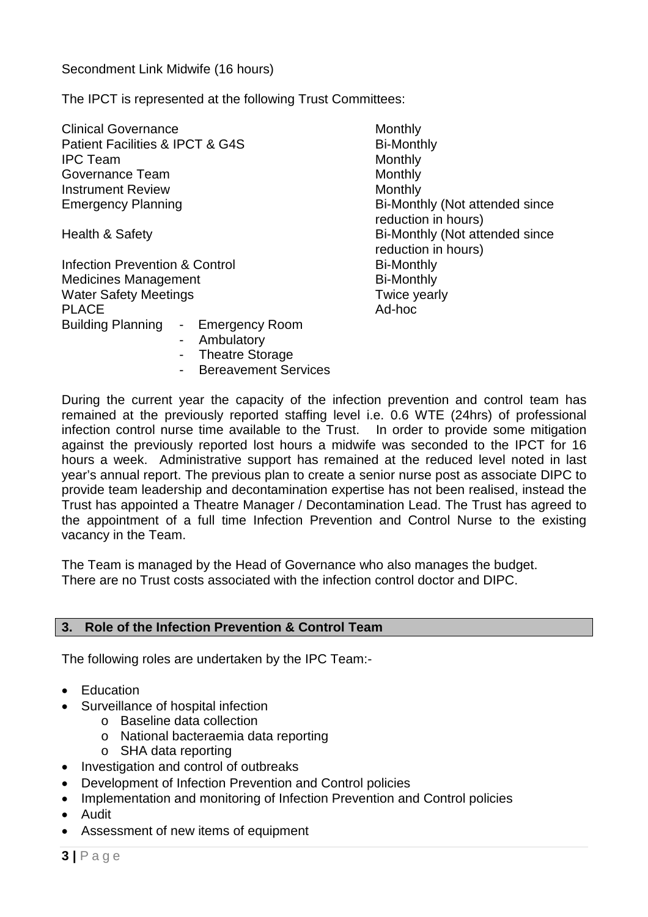Secondment Link Midwife (16 hours)

The IPCT is represented at the following Trust Committees:

| Committee | Frequency |
|---|---|
| Clinical Governance | Monthly |
| Patient Facilities & IPCT & G4S | Bi-Monthly |
| IPC Team | Monthly |
| Governance Team | Monthly |
| Instrument Review | Monthly |
| Emergency Planning | Bi-Monthly (Not attended since reduction in hours) |
| Health & Safety | Bi-Monthly (Not attended since reduction in hours) |
| Infection Prevention & Control | Bi-Monthly |
| Medicines Management | Bi-Monthly |
| Water Safety Meetings | Twice yearly |
| PLACE | Ad-hoc |
| Building Planning - Emergency Room<br>- Ambulatory<br>- Theatre Storage<br>- Bereavement Services | |

During the current year the capacity of the infection prevention and control team has remained at the previously reported staffing level i.e. 0.6 WTE (24hrs) of professional infection control nurse time available to the Trust. In order to provide some mitigation against the previously reported lost hours a midwife was seconded to the IPCT for 16 hours a week. Administrative support has remained at the reduced level noted in last year's annual report. The previous plan to create a senior nurse post as associate DIPC to provide team leadership and decontamination expertise has not been realised, instead the Trust has appointed a Theatre Manager / Decontamination Lead. The Trust has agreed to the appointment of a full time Infection Prevention and Control Nurse to the existing vacancy in the Team.

The Team is managed by the Head of Governance who also manages the budget.
There are no Trust costs associated with the infection control doctor and DIPC.

## 3. Role of the Infection Prevention & Control Team

The following roles are undertaken by the IPC Team:-

- Education
- Surveillance of hospital infection
  - Baseline data collection
  - National bacteraemia data reporting
  - SHA data reporting
- Investigation and control of outbreaks
- Development of Infection Prevention and Control policies
- Implementation and monitoring of Infection Prevention and Control policies
- Audit
- Assessment of new items of equipment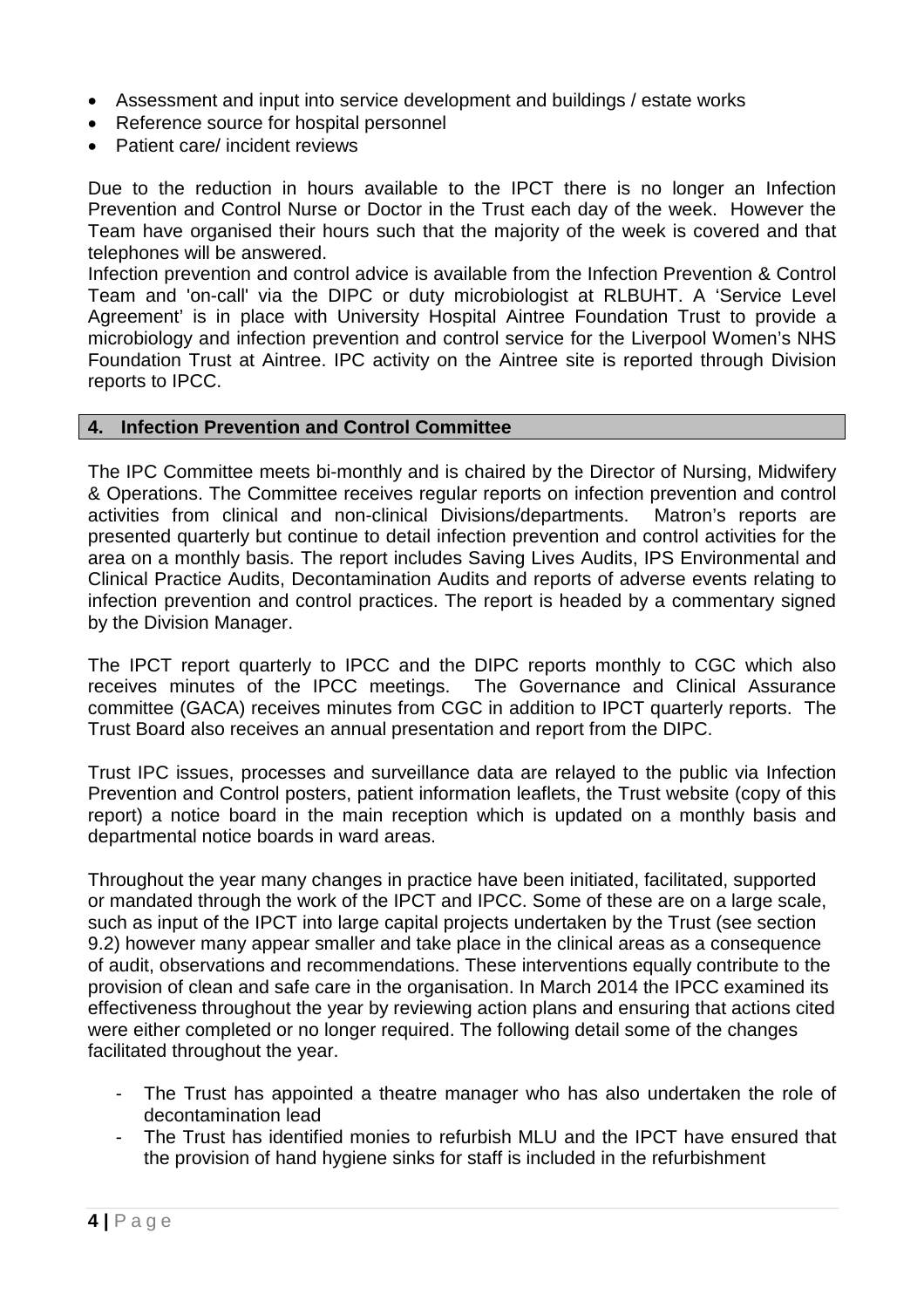- Assessment and input into service development and buildings / estate works
- Reference source for hospital personnel
- Patient care/ incident reviews

Due to the reduction in hours available to the IPCT there is no longer an Infection Prevention and Control Nurse or Doctor in the Trust each day of the week. However the Team have organised their hours such that the majority of the week is covered and that telephones will be answered.

Infection prevention and control advice is available from the Infection Prevention & Control Team and 'on-call' via the DIPC or duty microbiologist at RLBUHT. A 'Service Level Agreement' is in place with University Hospital Aintree Foundation Trust to provide a microbiology and infection prevention and control service for the Liverpool Women's NHS Foundation Trust at Aintree. IPC activity on the Aintree site is reported through Division reports to IPCC.

## 4. Infection Prevention and Control Committee

The IPC Committee meets bi-monthly and is chaired by the Director of Nursing, Midwifery & Operations. The Committee receives regular reports on infection prevention and control activities from clinical and non-clinical Divisions/departments. Matron's reports are presented quarterly but continue to detail infection prevention and control activities for the area on a monthly basis. The report includes Saving Lives Audits, IPS Environmental and Clinical Practice Audits, Decontamination Audits and reports of adverse events relating to infection prevention and control practices. The report is headed by a commentary signed by the Division Manager.

The IPCT report quarterly to IPCC and the DIPC reports monthly to CGC which also receives minutes of the IPCC meetings. The Governance and Clinical Assurance committee (GACA) receives minutes from CGC in addition to IPCT quarterly reports. The Trust Board also receives an annual presentation and report from the DIPC.

Trust IPC issues, processes and surveillance data are relayed to the public via Infection Prevention and Control posters, patient information leaflets, the Trust website (copy of this report) a notice board in the main reception which is updated on a monthly basis and departmental notice boards in ward areas.

Throughout the year many changes in practice have been initiated, facilitated, supported or mandated through the work of the IPCT and IPCC. Some of these are on a large scale, such as input of the IPCT into large capital projects undertaken by the Trust (see section 9.2) however many appear smaller and take place in the clinical areas as a consequence of audit, observations and recommendations. These interventions equally contribute to the provision of clean and safe care in the organisation. In March 2014 the IPCC examined its effectiveness throughout the year by reviewing action plans and ensuring that actions cited were either completed or no longer required. The following detail some of the changes facilitated throughout the year.

- The Trust has appointed a theatre manager who has also undertaken the role of decontamination lead
- The Trust has identified monies to refurbish MLU and the IPCT have ensured that the provision of hand hygiene sinks for staff is included in the refurbishment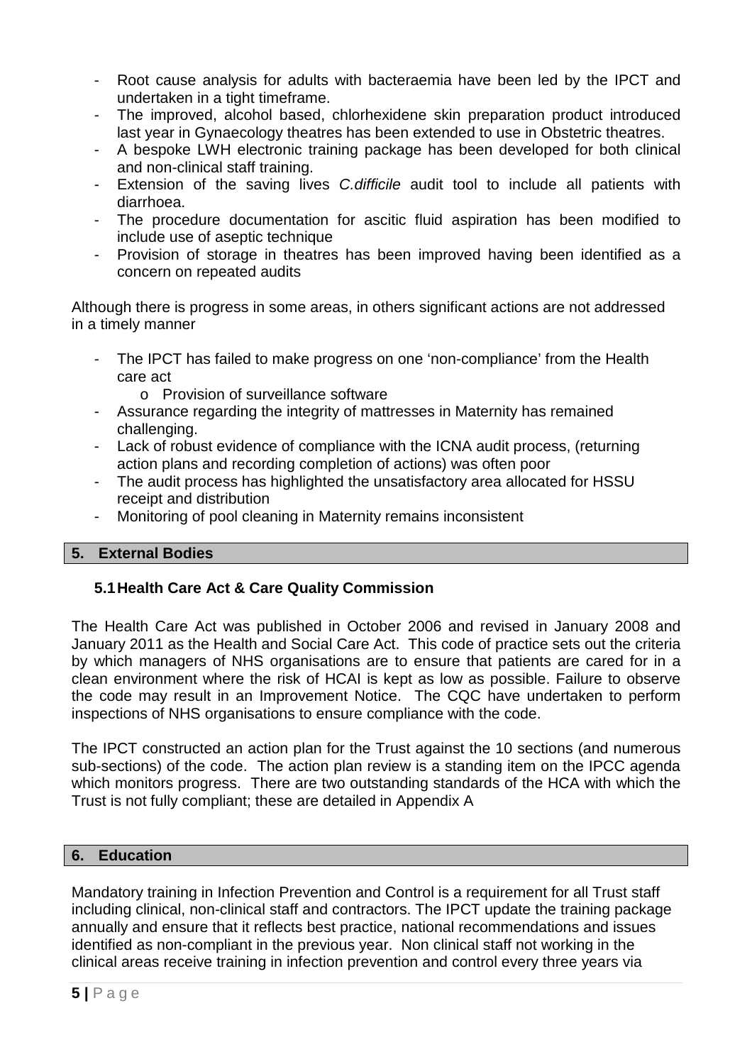- Root cause analysis for adults with bacteraemia have been led by the IPCT and undertaken in a tight timeframe.
- The improved, alcohol based, chlorhexidene skin preparation product introduced last year in Gynaecology theatres has been extended to use in Obstetric theatres.
- A bespoke LWH electronic training package has been developed for both clinical and non-clinical staff training.
- Extension of the saving lives *C.difficile* audit tool to include all patients with diarrhoea.
- The procedure documentation for ascitic fluid aspiration has been modified to include use of aseptic technique
- Provision of storage in theatres has been improved having been identified as a concern on repeated audits

Although there is progress in some areas, in others significant actions are not addressed in a timely manner

- The IPCT has failed to make progress on one 'non-compliance' from the Health care act
  - Provision of surveillance software
- Assurance regarding the integrity of mattresses in Maternity has remained challenging.
- Lack of robust evidence of compliance with the ICNA audit process, (returning action plans and recording completion of actions) was often poor
- The audit process has highlighted the unsatisfactory area allocated for HSSU receipt and distribution
- Monitoring of pool cleaning in Maternity remains inconsistent

## 5. External Bodies

### 5.1 Health Care Act & Care Quality Commission

The Health Care Act was published in October 2006 and revised in January 2008 and January 2011 as the Health and Social Care Act. This code of practice sets out the criteria by which managers of NHS organisations are to ensure that patients are cared for in a clean environment where the risk of HCAI is kept as low as possible. Failure to observe the code may result in an Improvement Notice. The CQC have undertaken to perform inspections of NHS organisations to ensure compliance with the code.

The IPCT constructed an action plan for the Trust against the 10 sections (and numerous sub-sections) of the code. The action plan review is a standing item on the IPCC agenda which monitors progress. There are two outstanding standards of the HCA with which the Trust is not fully compliant; these are detailed in Appendix A

## 6. Education

Mandatory training in Infection Prevention and Control is a requirement for all Trust staff including clinical, non-clinical staff and contractors. The IPCT update the training package annually and ensure that it reflects best practice, national recommendations and issues identified as non-compliant in the previous year. Non clinical staff not working in the clinical areas receive training in infection prevention and control every three years via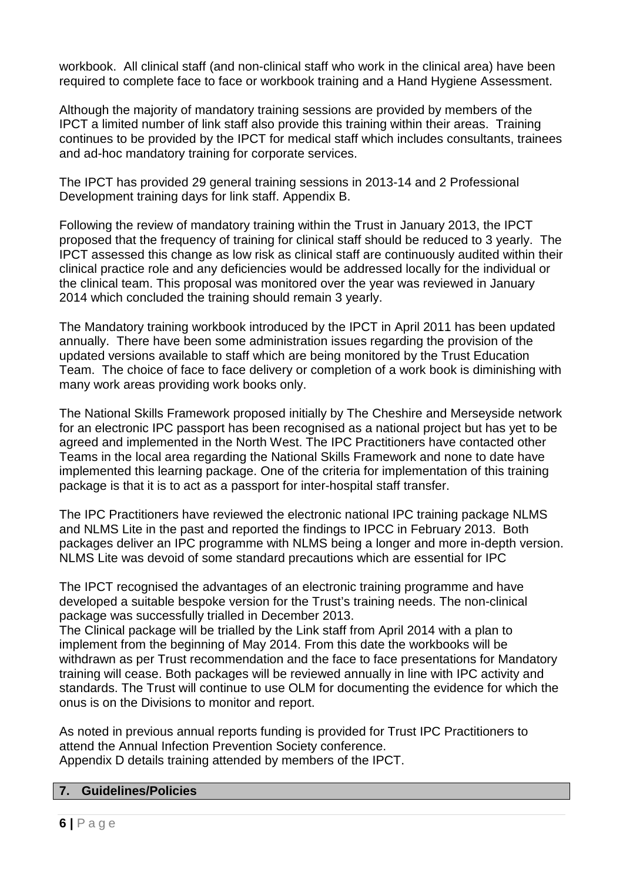workbook. All clinical staff (and non-clinical staff who work in the clinical area) have been required to complete face to face or workbook training and a Hand Hygiene Assessment.

Although the majority of mandatory training sessions are provided by members of the IPCT a limited number of link staff also provide this training within their areas. Training continues to be provided by the IPCT for medical staff which includes consultants, trainees and ad-hoc mandatory training for corporate services.

The IPCT has provided 29 general training sessions in 2013-14 and 2 Professional Development training days for link staff. Appendix B.

Following the review of mandatory training within the Trust in January 2013, the IPCT proposed that the frequency of training for clinical staff should be reduced to 3 yearly. The IPCT assessed this change as low risk as clinical staff are continuously audited within their clinical practice role and any deficiencies would be addressed locally for the individual or the clinical team. This proposal was monitored over the year was reviewed in January 2014 which concluded the training should remain 3 yearly.

The Mandatory training workbook introduced by the IPCT in April 2011 has been updated annually. There have been some administration issues regarding the provision of the updated versions available to staff which are being monitored by the Trust Education Team. The choice of face to face delivery or completion of a work book is diminishing with many work areas providing work books only.

The National Skills Framework proposed initially by The Cheshire and Merseyside network for an electronic IPC passport has been recognised as a national project but has yet to be agreed and implemented in the North West. The IPC Practitioners have contacted other Teams in the local area regarding the National Skills Framework and none to date have implemented this learning package. One of the criteria for implementation of this training package is that it is to act as a passport for inter-hospital staff transfer.

The IPC Practitioners have reviewed the electronic national IPC training package NLMS and NLMS Lite in the past and reported the findings to IPCC in February 2013. Both packages deliver an IPC programme with NLMS being a longer and more in-depth version. NLMS Lite was devoid of some standard precautions which are essential for IPC

The IPCT recognised the advantages of an electronic training programme and have developed a suitable bespoke version for the Trust's training needs. The non-clinical package was successfully trialled in December 2013.
The Clinical package will be trialled by the Link staff from April 2014 with a plan to implement from the beginning of May 2014. From this date the workbooks will be withdrawn as per Trust recommendation and the face to face presentations for Mandatory training will cease. Both packages will be reviewed annually in line with IPC activity and standards. The Trust will continue to use OLM for documenting the evidence for which the onus is on the Divisions to monitor and report.

As noted in previous annual reports funding is provided for Trust IPC Practitioners to attend the Annual Infection Prevention Society conference.
Appendix D details training attended by members of the IPCT.

## 7. Guidelines/Policies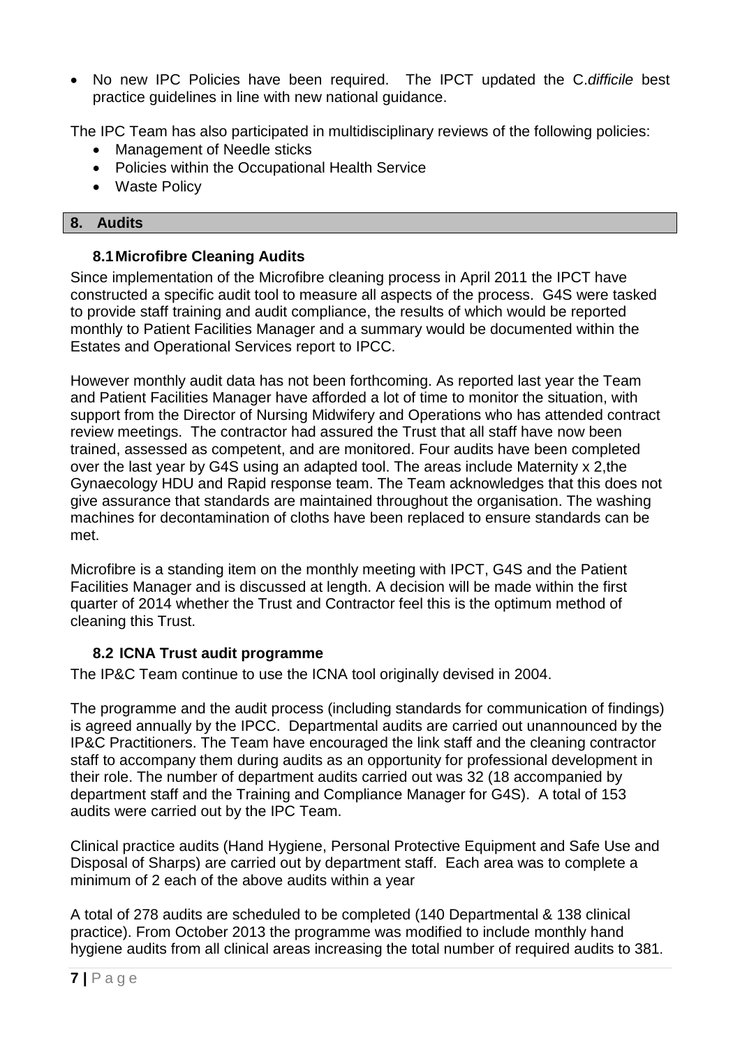- No new IPC Policies have been required. The IPCT updated the C.*difficile* best practice guidelines in line with new national guidance.

The IPC Team has also participated in multidisciplinary reviews of the following policies:

- Management of Needle sticks
- Policies within the Occupational Health Service
- Waste Policy

## 8. Audits

### 8.1 Microfibre Cleaning Audits

Since implementation of the Microfibre cleaning process in April 2011 the IPCT have constructed a specific audit tool to measure all aspects of the process. G4S were tasked to provide staff training and audit compliance, the results of which would be reported monthly to Patient Facilities Manager and a summary would be documented within the Estates and Operational Services report to IPCC.

However monthly audit data has not been forthcoming. As reported last year the Team and Patient Facilities Manager have afforded a lot of time to monitor the situation, with support from the Director of Nursing Midwifery and Operations who has attended contract review meetings. The contractor had assured the Trust that all staff have now been trained, assessed as competent, and are monitored. Four audits have been completed over the last year by G4S using an adapted tool. The areas include Maternity x 2,the Gynaecology HDU and Rapid response team. The Team acknowledges that this does not give assurance that standards are maintained throughout the organisation. The washing machines for decontamination of cloths have been replaced to ensure standards can be met.

Microfibre is a standing item on the monthly meeting with IPCT, G4S and the Patient Facilities Manager and is discussed at length. A decision will be made within the first quarter of 2014 whether the Trust and Contractor feel this is the optimum method of cleaning this Trust.

### 8.2 ICNA Trust audit programme

The IP&C Team continue to use the ICNA tool originally devised in 2004.

The programme and the audit process (including standards for communication of findings) is agreed annually by the IPCC. Departmental audits are carried out unannounced by the IP&C Practitioners. The Team have encouraged the link staff and the cleaning contractor staff to accompany them during audits as an opportunity for professional development in their role. The number of department audits carried out was 32 (18 accompanied by department staff and the Training and Compliance Manager for G4S). A total of 153 audits were carried out by the IPC Team.

Clinical practice audits (Hand Hygiene, Personal Protective Equipment and Safe Use and Disposal of Sharps) are carried out by department staff. Each area was to complete a minimum of 2 each of the above audits within a year

A total of 278 audits are scheduled to be completed (140 Departmental & 138 clinical practice). From October 2013 the programme was modified to include monthly hand hygiene audits from all clinical areas increasing the total number of required audits to 381.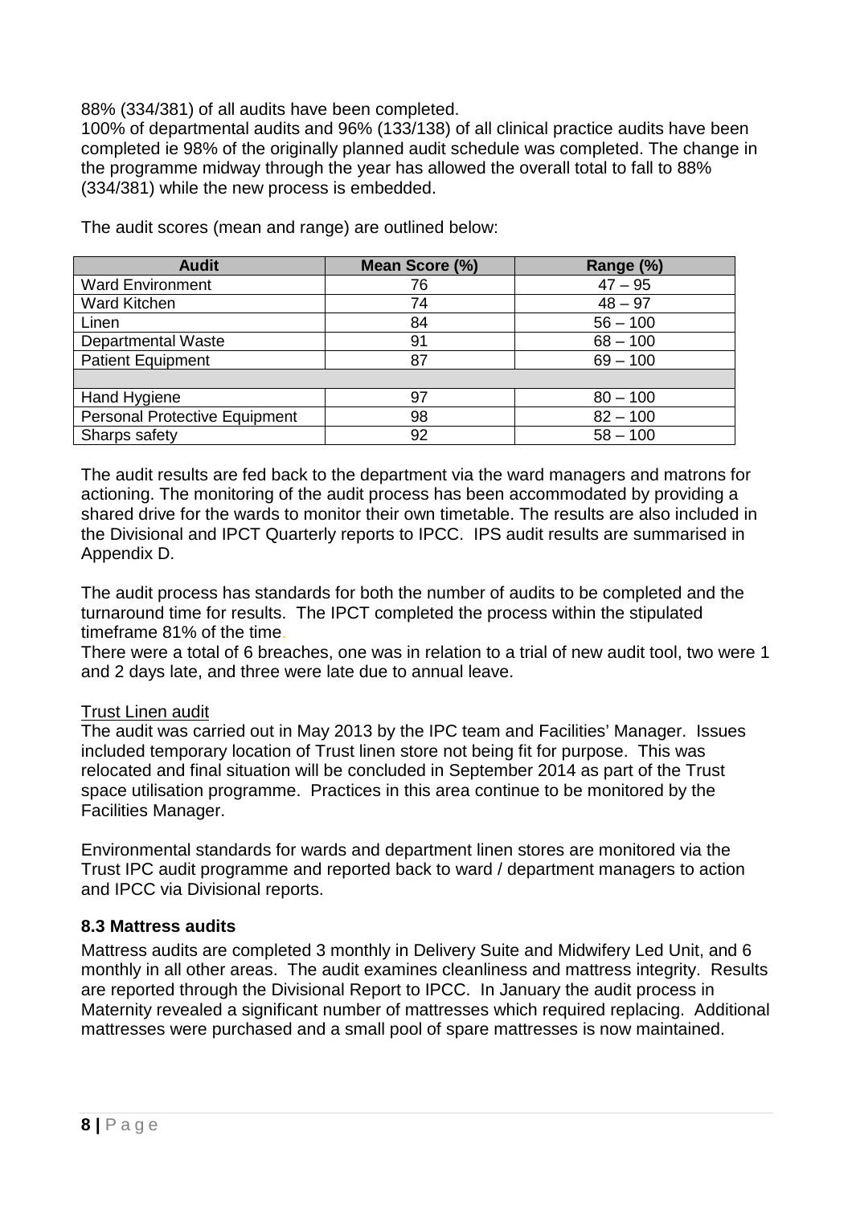88% (334/381) of all audits have been completed.
100% of departmental audits and 96% (133/138) of all clinical practice audits have been completed ie 98% of the originally planned audit schedule was completed. The change in the programme midway through the year has allowed the overall total to fall to 88% (334/381) while the new process is embedded.

The audit scores (mean and range) are outlined below:

| Audit | Mean Score (%) | Range (%) |
|---|---|---|
| Ward Environment | 76 | 47 – 95 |
| Ward Kitchen | 74 | 48 – 97 |
| Linen | 84 | 56 – 100 |
| Departmental Waste | 91 | 68 – 100 |
| Patient Equipment | 87 | 69 – 100 |
| | | |
| Hand Hygiene | 97 | 80 – 100 |
| Personal Protective Equipment | 98 | 82 – 100 |
| Sharps safety | 92 | 58 – 100 |

The audit results are fed back to the department via the ward managers and matrons for actioning. The monitoring of the audit process has been accommodated by providing a shared drive for the wards to monitor their own timetable. The results are also included in the Divisional and IPCT Quarterly reports to IPCC. IPS audit results are summarised in Appendix D.

The audit process has standards for both the number of audits to be completed and the turnaround time for results. The IPCT completed the process within the stipulated timeframe 81% of the time.
There were a total of 6 breaches, one was in relation to a trial of new audit tool, two were 1 and 2 days late, and three were late due to annual leave.

Trust Linen audit
The audit was carried out in May 2013 by the IPC team and Facilities' Manager. Issues included temporary location of Trust linen store not being fit for purpose. This was relocated and final situation will be concluded in September 2014 as part of the Trust space utilisation programme. Practices in this area continue to be monitored by the Facilities Manager.

Environmental standards for wards and department linen stores are monitored via the Trust IPC audit programme and reported back to ward / department managers to action and IPCC via Divisional reports.

### 8.3 Mattress audits

Mattress audits are completed 3 monthly in Delivery Suite and Midwifery Led Unit, and 6 monthly in all other areas. The audit examines cleanliness and mattress integrity. Results are reported through the Divisional Report to IPCC. In January the audit process in Maternity revealed a significant number of mattresses which required replacing. Additional mattresses were purchased and a small pool of spare mattresses is now maintained.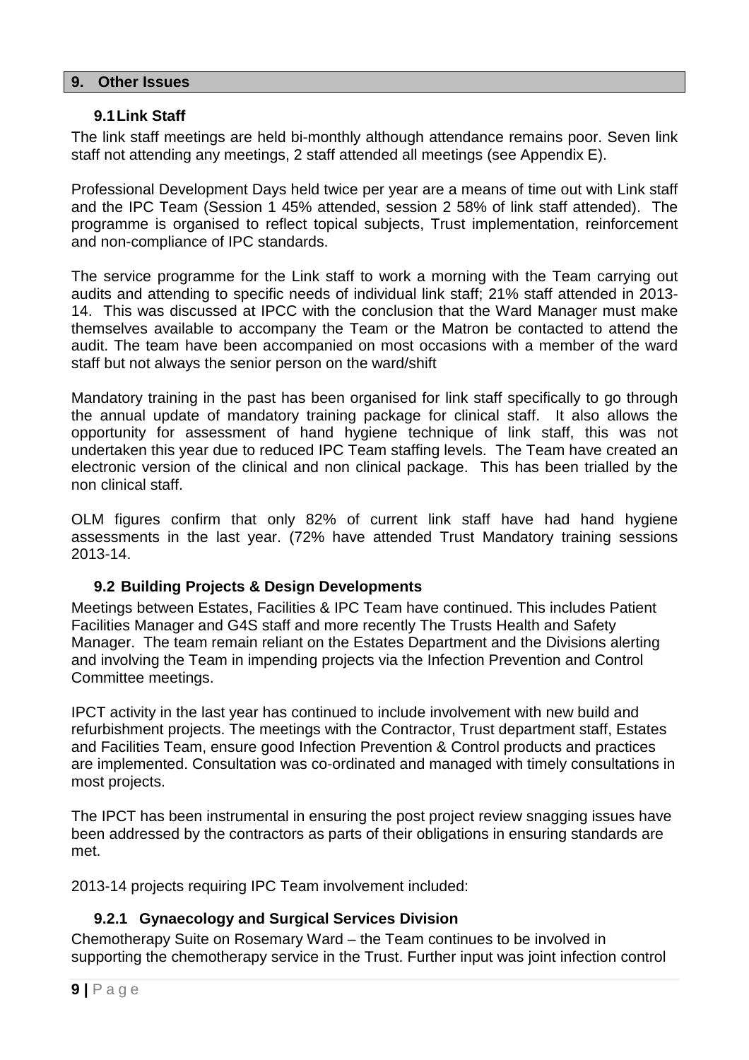## 9. Other Issues

### 9.1 Link Staff

The link staff meetings are held bi-monthly although attendance remains poor. Seven link staff not attending any meetings, 2 staff attended all meetings (see Appendix E).

Professional Development Days held twice per year are a means of time out with Link staff and the IPC Team (Session 1 45% attended, session 2 58% of link staff attended). The programme is organised to reflect topical subjects, Trust implementation, reinforcement and non-compliance of IPC standards.

The service programme for the Link staff to work a morning with the Team carrying out audits and attending to specific needs of individual link staff; 21% staff attended in 2013-14. This was discussed at IPCC with the conclusion that the Ward Manager must make themselves available to accompany the Team or the Matron be contacted to attend the audit. The team have been accompanied on most occasions with a member of the ward staff but not always the senior person on the ward/shift

Mandatory training in the past has been organised for link staff specifically to go through the annual update of mandatory training package for clinical staff. It also allows the opportunity for assessment of hand hygiene technique of link staff, this was not undertaken this year due to reduced IPC Team staffing levels. The Team have created an electronic version of the clinical and non clinical package. This has been trialled by the non clinical staff.

OLM figures confirm that only 82% of current link staff have had hand hygiene assessments in the last year. (72% have attended Trust Mandatory training sessions 2013-14.

### 9.2 Building Projects & Design Developments

Meetings between Estates, Facilities & IPC Team have continued. This includes Patient Facilities Manager and G4S staff and more recently The Trusts Health and Safety Manager. The team remain reliant on the Estates Department and the Divisions alerting and involving the Team in impending projects via the Infection Prevention and Control Committee meetings.

IPCT activity in the last year has continued to include involvement with new build and refurbishment projects. The meetings with the Contractor, Trust department staff, Estates and Facilities Team, ensure good Infection Prevention & Control products and practices are implemented. Consultation was co-ordinated and managed with timely consultations in most projects.

The IPCT has been instrumental in ensuring the post project review snagging issues have been addressed by the contractors as parts of their obligations in ensuring standards are met.

2013-14 projects requiring IPC Team involvement included:

#### 9.2.1 Gynaecology and Surgical Services Division

Chemotherapy Suite on Rosemary Ward – the Team continues to be involved in supporting the chemotherapy service in the Trust. Further input was joint infection control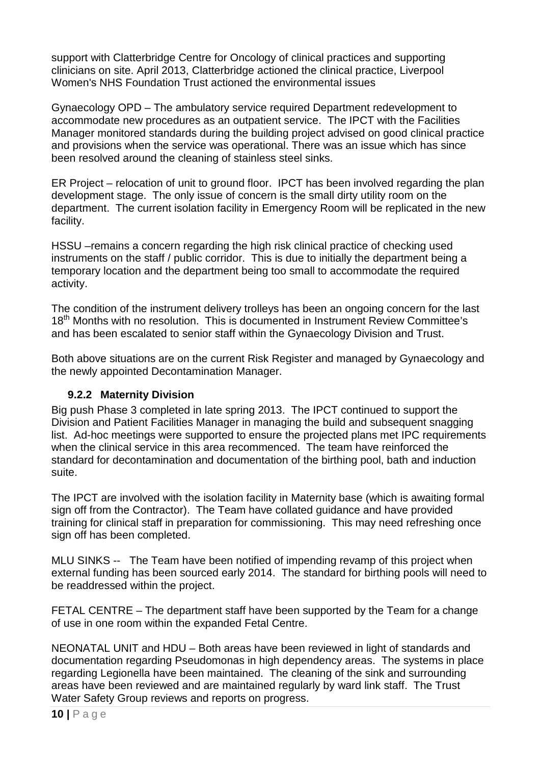support with Clatterbridge Centre for Oncology of clinical practices and supporting clinicians on site. April 2013, Clatterbridge actioned the clinical practice, Liverpool Women's NHS Foundation Trust actioned the environmental issues

Gynaecology OPD – The ambulatory service required Department redevelopment to accommodate new procedures as an outpatient service. The IPCT with the Facilities Manager monitored standards during the building project advised on good clinical practice and provisions when the service was operational. There was an issue which has since been resolved around the cleaning of stainless steel sinks.

ER Project – relocation of unit to ground floor. IPCT has been involved regarding the plan development stage. The only issue of concern is the small dirty utility room on the department. The current isolation facility in Emergency Room will be replicated in the new facility.

HSSU –remains a concern regarding the high risk clinical practice of checking used instruments on the staff / public corridor. This is due to initially the department being a temporary location and the department being too small to accommodate the required activity.

The condition of the instrument delivery trolleys has been an ongoing concern for the last 18th Months with no resolution. This is documented in Instrument Review Committee's and has been escalated to senior staff within the Gynaecology Division and Trust.

Both above situations are on the current Risk Register and managed by Gynaecology and the newly appointed Decontamination Manager.

### 9.2.2 Maternity Division

Big push Phase 3 completed in late spring 2013. The IPCT continued to support the Division and Patient Facilities Manager in managing the build and subsequent snagging list. Ad-hoc meetings were supported to ensure the projected plans met IPC requirements when the clinical service in this area recommenced. The team have reinforced the standard for decontamination and documentation of the birthing pool, bath and induction suite.

The IPCT are involved with the isolation facility in Maternity base (which is awaiting formal sign off from the Contractor). The Team have collated guidance and have provided training for clinical staff in preparation for commissioning. This may need refreshing once sign off has been completed.

MLU SINKS -- The Team have been notified of impending revamp of this project when external funding has been sourced early 2014. The standard for birthing pools will need to be readdressed within the project.

FETAL CENTRE – The department staff have been supported by the Team for a change of use in one room within the expanded Fetal Centre.

NEONATAL UNIT and HDU – Both areas have been reviewed in light of standards and documentation regarding Pseudomonas in high dependency areas. The systems in place regarding Legionella have been maintained. The cleaning of the sink and surrounding areas have been reviewed and are maintained regularly by ward link staff. The Trust Water Safety Group reviews and reports on progress.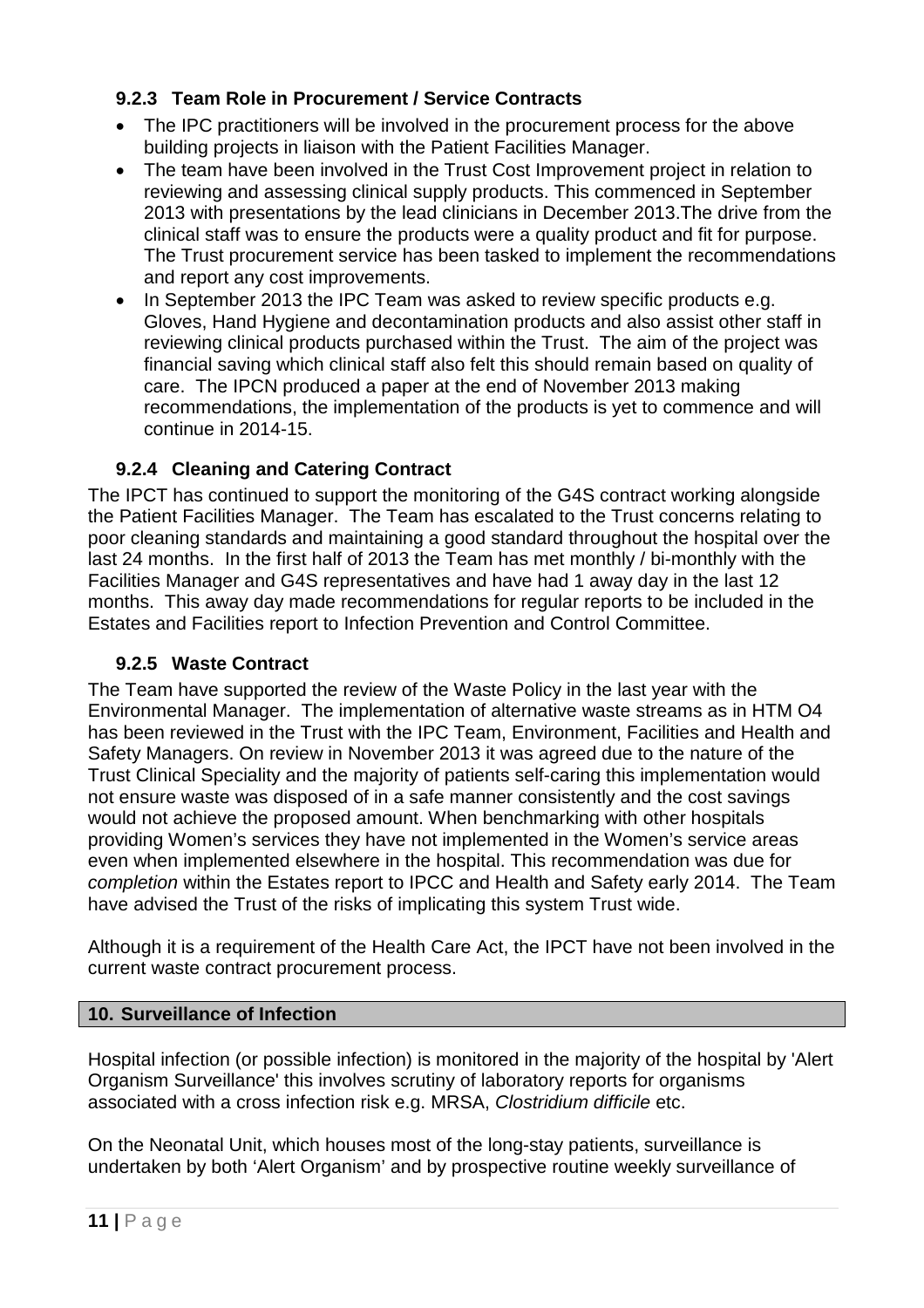### 9.2.3 Team Role in Procurement / Service Contracts

- The IPC practitioners will be involved in the procurement process for the above building projects in liaison with the Patient Facilities Manager.
- The team have been involved in the Trust Cost Improvement project in relation to reviewing and assessing clinical supply products. This commenced in September 2013 with presentations by the lead clinicians in December 2013.The drive from the clinical staff was to ensure the products were a quality product and fit for purpose. The Trust procurement service has been tasked to implement the recommendations and report any cost improvements.
- In September 2013 the IPC Team was asked to review specific products e.g. Gloves, Hand Hygiene and decontamination products and also assist other staff in reviewing clinical products purchased within the Trust. The aim of the project was financial saving which clinical staff also felt this should remain based on quality of care. The IPCN produced a paper at the end of November 2013 making recommendations, the implementation of the products is yet to commence and will continue in 2014-15.

### 9.2.4 Cleaning and Catering Contract

The IPCT has continued to support the monitoring of the G4S contract working alongside the Patient Facilities Manager. The Team has escalated to the Trust concerns relating to poor cleaning standards and maintaining a good standard throughout the hospital over the last 24 months. In the first half of 2013 the Team has met monthly / bi-monthly with the Facilities Manager and G4S representatives and have had 1 away day in the last 12 months. This away day made recommendations for regular reports to be included in the Estates and Facilities report to Infection Prevention and Control Committee.

### 9.2.5 Waste Contract

The Team have supported the review of the Waste Policy in the last year with the Environmental Manager. The implementation of alternative waste streams as in HTM O4 has been reviewed in the Trust with the IPC Team, Environment, Facilities and Health and Safety Managers. On review in November 2013 it was agreed due to the nature of the Trust Clinical Speciality and the majority of patients self-caring this implementation would not ensure waste was disposed of in a safe manner consistently and the cost savings would not achieve the proposed amount. When benchmarking with other hospitals providing Women's services they have not implemented in the Women's service areas even when implemented elsewhere in the hospital. This recommendation was due for *completion* within the Estates report to IPCC and Health and Safety early 2014. The Team have advised the Trust of the risks of implicating this system Trust wide.

Although it is a requirement of the Health Care Act, the IPCT have not been involved in the current waste contract procurement process.

## 10. Surveillance of Infection

Hospital infection (or possible infection) is monitored in the majority of the hospital by 'Alert Organism Surveillance' this involves scrutiny of laboratory reports for organisms associated with a cross infection risk e.g. MRSA, *Clostridium difficile* etc.

On the Neonatal Unit, which houses most of the long-stay patients, surveillance is undertaken by both 'Alert Organism' and by prospective routine weekly surveillance of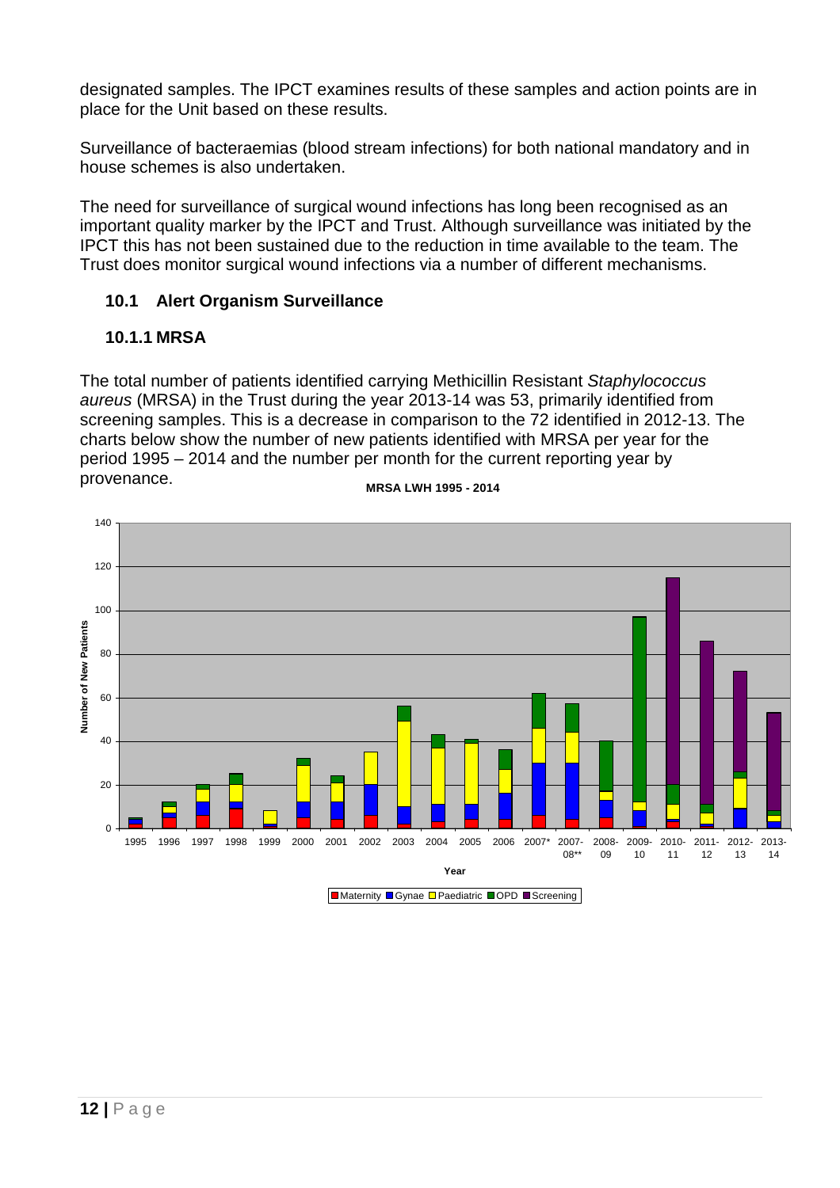designated samples. The IPCT examines results of these samples and action points are in place for the Unit based on these results.

Surveillance of bacteraemias (blood stream infections) for both national mandatory and in house schemes is also undertaken.

The need for surveillance of surgical wound infections has long been recognised as an important quality marker by the IPCT and Trust. Although surveillance was initiated by the IPCT this has not been sustained due to the reduction in time available to the team. The Trust does monitor surgical wound infections via a number of different mechanisms.

### 10.1 Alert Organism Surveillance

#### 10.1.1 MRSA

The total number of patients identified carrying Methicillin Resistant *Staphylococcus aureus* (MRSA) in the Trust during the year 2013-14 was 53, primarily identified from screening samples. This is a decrease in comparison to the 72 identified in 2012-13. The charts below show the number of new patients identified with MRSA per year for the period 1995 – 2014 and the number per month for the current reporting year by provenance.

**MRSA LWH 1995 - 2014**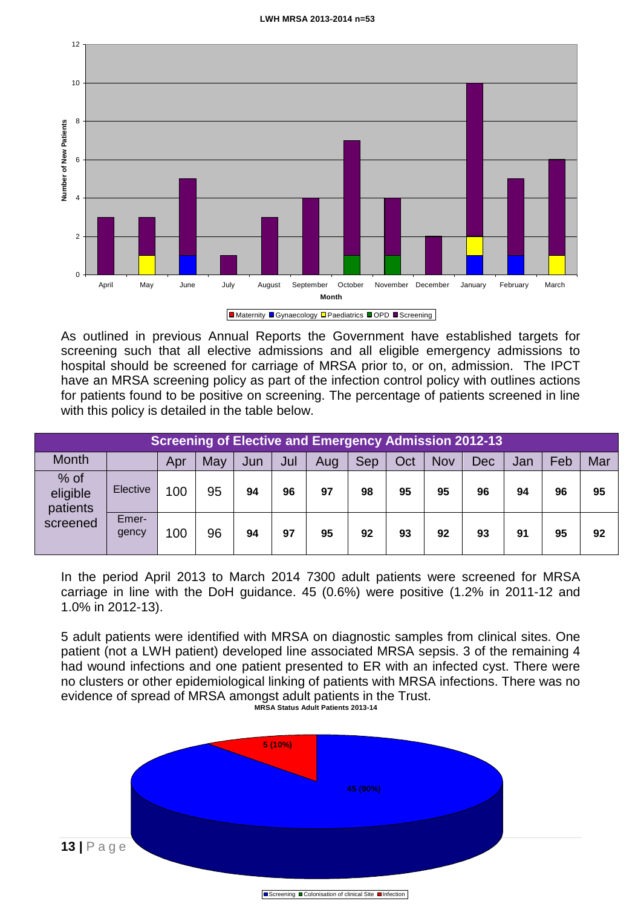**LWH MRSA 2013-2014 n=53**

As outlined in previous Annual Reports the Government have established targets for screening such that all elective admissions and all eligible emergency admissions to hospital should be screened for carriage of MRSA prior to, or on, admission. The IPCT have an MRSA screening policy as part of the infection control policy with outlines actions for patients found to be positive on screening. The percentage of patients screened in line with this policy is detailed in the table below.

| Screening of Elective and Emergency Admission 2012-13 | | | | | | | | | | | | | |
|---|---|---|---|---|---|---|---|---|---|---|---|---|---|
| Month | | Apr | May | Jun | Jul | Aug | Sep | Oct | Nov | Dec | Jan | Feb | Mar |
| % of eligible patients screened | Elective | 100 | 95 | **94** | **96** | **97** | **98** | **95** | **95** | **96** | **94** | **96** | **95** |
| | Emer-gency | 100 | 96 | **94** | **97** | **95** | **92** | **93** | **92** | **93** | **91** | **95** | **92** |

In the period April 2013 to March 2014 7300 adult patients were screened for MRSA carriage in line with the DoH guidance. 45 (0.6%) were positive (1.2% in 2011-12 and 1.0% in 2012-13).

5 adult patients were identified with MRSA on diagnostic samples from clinical sites. One patient (not a LWH patient) developed line associated MRSA sepsis. 3 of the remaining 4 had wound infections and one patient presented to ER with an infected cyst. There were no clusters or other epidemiological linking of patients with MRSA infections. There was no evidence of spread of MRSA amongst adult patients in the Trust.

**MRSA Status Adult Patients 2013-14**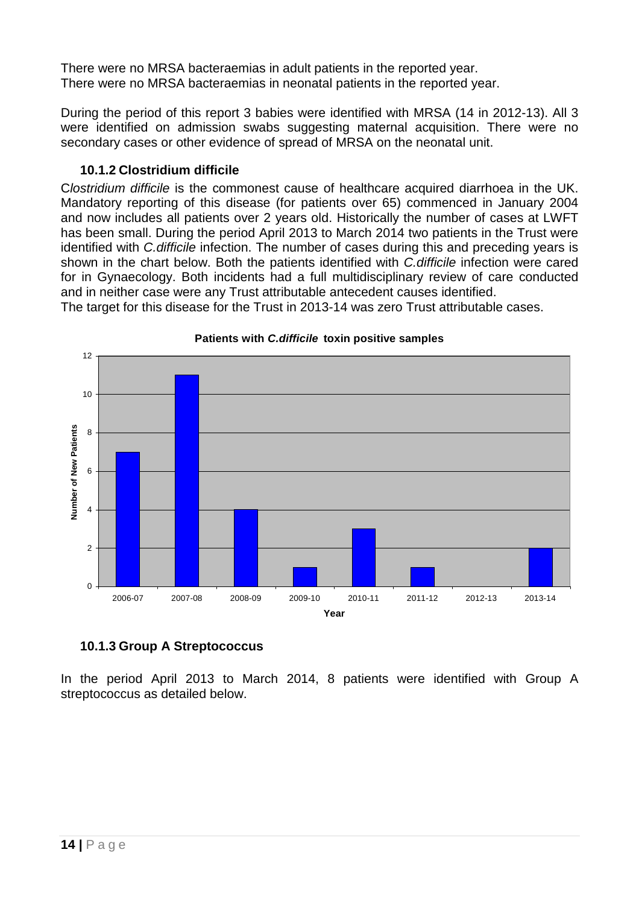There were no MRSA bacteraemias in adult patients in the reported year.
There were no MRSA bacteraemias in neonatal patients in the reported year.

During the period of this report 3 babies were identified with MRSA (14 in 2012-13). All 3 were identified on admission swabs suggesting maternal acquisition. There were no secondary cases or other evidence of spread of MRSA on the neonatal unit.

### 10.1.2 Clostridium difficile

C*lostridium difficile* is the commonest cause of healthcare acquired diarrhoea in the UK. Mandatory reporting of this disease (for patients over 65) commenced in January 2004 and now includes all patients over 2 years old. Historically the number of cases at LWFT has been small. During the period April 2013 to March 2014 two patients in the Trust were identified with *C.difficile* infection. The number of cases during this and preceding years is shown in the chart below. Both the patients identified with *C.difficile* infection were cared for in Gynaecology. Both incidents had a full multidisciplinary review of care conducted and in neither case were any Trust attributable antecedent causes identified.
The target for this disease for the Trust in 2013-14 was zero Trust attributable cases.

**Patients with *C.difficile* toxin positive samples**

| Year | Number of New Patients |
|---|---|
| 2006-07 | 7 |
| 2007-08 | 11 |
| 2008-09 | 4 |
| 2009-10 | 1 |
| 2010-11 | 3 |
| 2011-12 | 1 |
| 2012-13 | 0 |
| 2013-14 | 2 |

### 10.1.3 Group A Streptococcus

In the period April 2013 to March 2014, 8 patients were identified with Group A streptococcus as detailed below.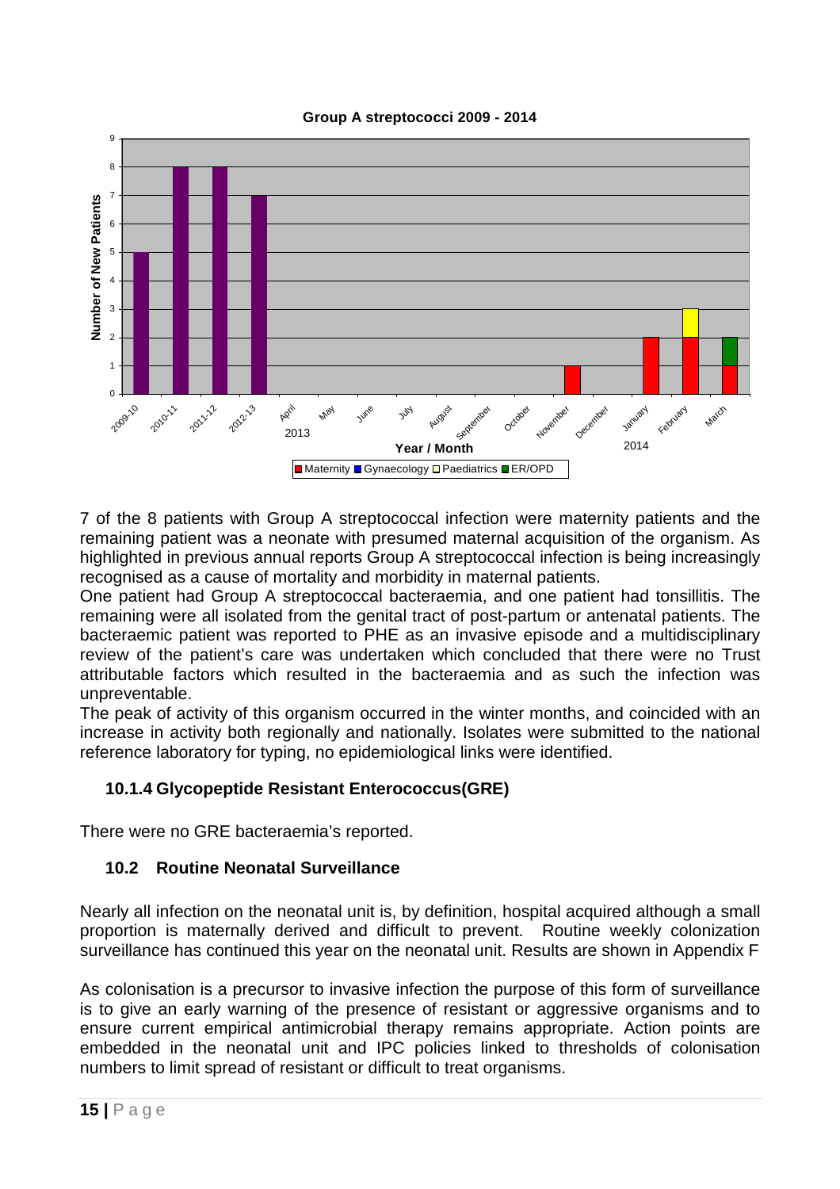**Group A streptococci 2009 - 2014**

7 of the 8 patients with Group A streptococcal infection were maternity patients and the remaining patient was a neonate with presumed maternal acquisition of the organism. As highlighted in previous annual reports Group A streptococcal infection is being increasingly recognised as a cause of mortality and morbidity in maternal patients.

One patient had Group A streptococcal bacteraemia, and one patient had tonsillitis. The remaining were all isolated from the genital tract of post-partum or antenatal patients. The bacteraemic patient was reported to PHE as an invasive episode and a multidisciplinary review of the patient's care was undertaken which concluded that there were no Trust attributable factors which resulted in the bacteraemia and as such the infection was unpreventable.

The peak of activity of this organism occurred in the winter months, and coincided with an increase in activity both regionally and nationally. Isolates were submitted to the national reference laboratory for typing, no epidemiological links were identified.

### 10.1.4 Glycopeptide Resistant Enterococcus(GRE)

There were no GRE bacteraemia's reported.

## 10.2 Routine Neonatal Surveillance

Nearly all infection on the neonatal unit is, by definition, hospital acquired although a small proportion is maternally derived and difficult to prevent. Routine weekly colonization surveillance has continued this year on the neonatal unit. Results are shown in Appendix F

As colonisation is a precursor to invasive infection the purpose of this form of surveillance is to give an early warning of the presence of resistant or aggressive organisms and to ensure current empirical antimicrobial therapy remains appropriate. Action points are embedded in the neonatal unit and IPC policies linked to thresholds of colonisation numbers to limit spread of resistant or difficult to treat organisms.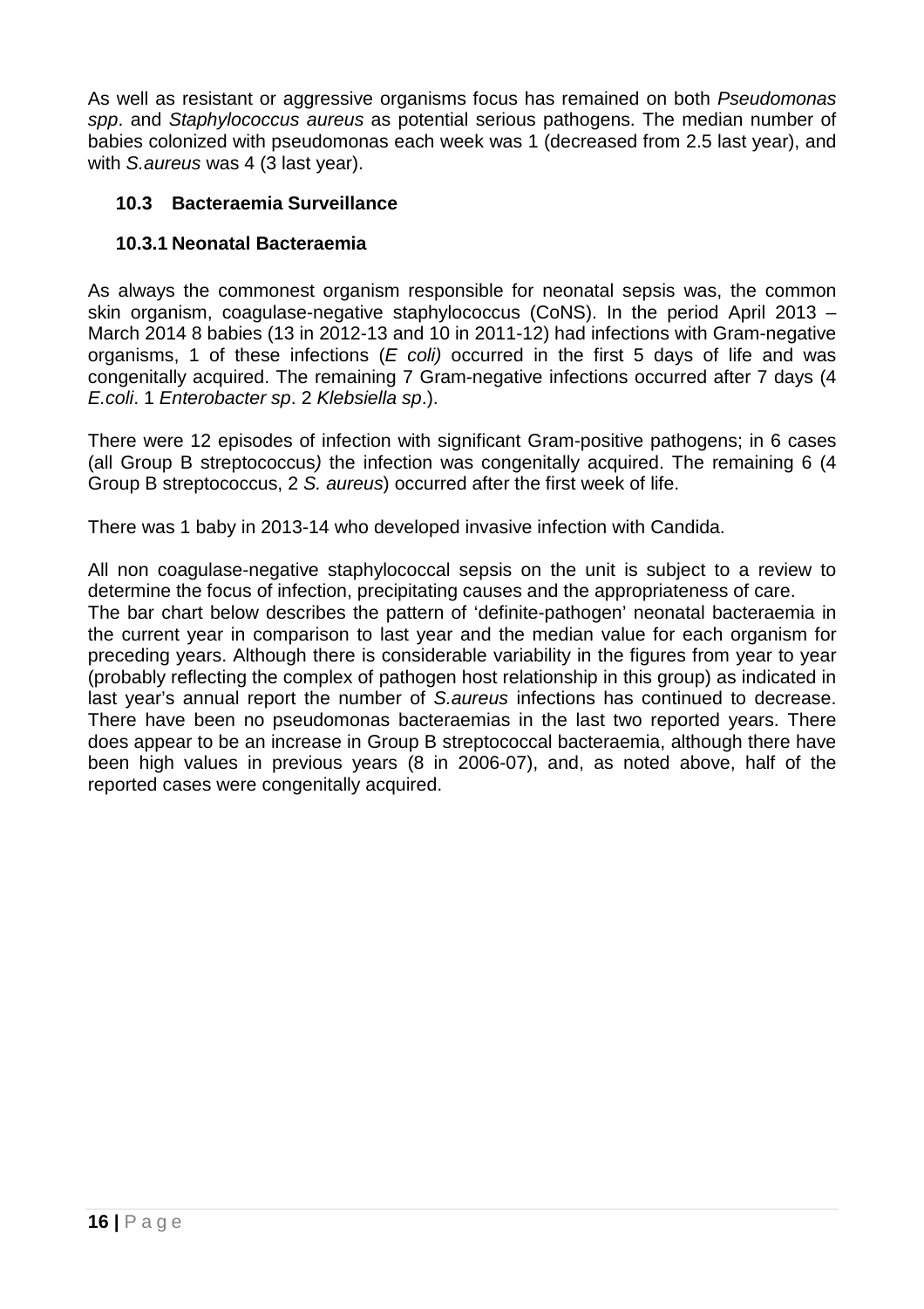As well as resistant or aggressive organisms focus has remained on both *Pseudomonas spp*. and *Staphylococcus aureus* as potential serious pathogens. The median number of babies colonized with pseudomonas each week was 1 (decreased from 2.5 last year), and with *S.aureus* was 4 (3 last year).

### 10.3 Bacteraemia Surveillance

#### 10.3.1 Neonatal Bacteraemia

As always the commonest organism responsible for neonatal sepsis was, the common skin organism, coagulase-negative staphylococcus (CoNS). In the period April 2013 – March 2014 8 babies (13 in 2012-13 and 10 in 2011-12) had infections with Gram-negative organisms, 1 of these infections (*E coli)* occurred in the first 5 days of life and was congenitally acquired. The remaining 7 Gram-negative infections occurred after 7 days (4 *E.coli*. 1 *Enterobacter sp*. 2 *Klebsiella sp*.).

There were 12 episodes of infection with significant Gram-positive pathogens; in 6 cases (all Group B streptococcus*)* the infection was congenitally acquired. The remaining 6 (4 Group B streptococcus, 2 *S. aureus*) occurred after the first week of life.

There was 1 baby in 2013-14 who developed invasive infection with Candida.

All non coagulase-negative staphylococcal sepsis on the unit is subject to a review to determine the focus of infection, precipitating causes and the appropriateness of care.
The bar chart below describes the pattern of 'definite-pathogen' neonatal bacteraemia in the current year in comparison to last year and the median value for each organism for preceding years. Although there is considerable variability in the figures from year to year (probably reflecting the complex of pathogen host relationship in this group) as indicated in last year's annual report the number of *S.aureus* infections has continued to decrease. There have been no pseudomonas bacteraemias in the last two reported years. There does appear to be an increase in Group B streptococcal bacteraemia, although there have been high values in previous years (8 in 2006-07), and, as noted above, half of the reported cases were congenitally acquired.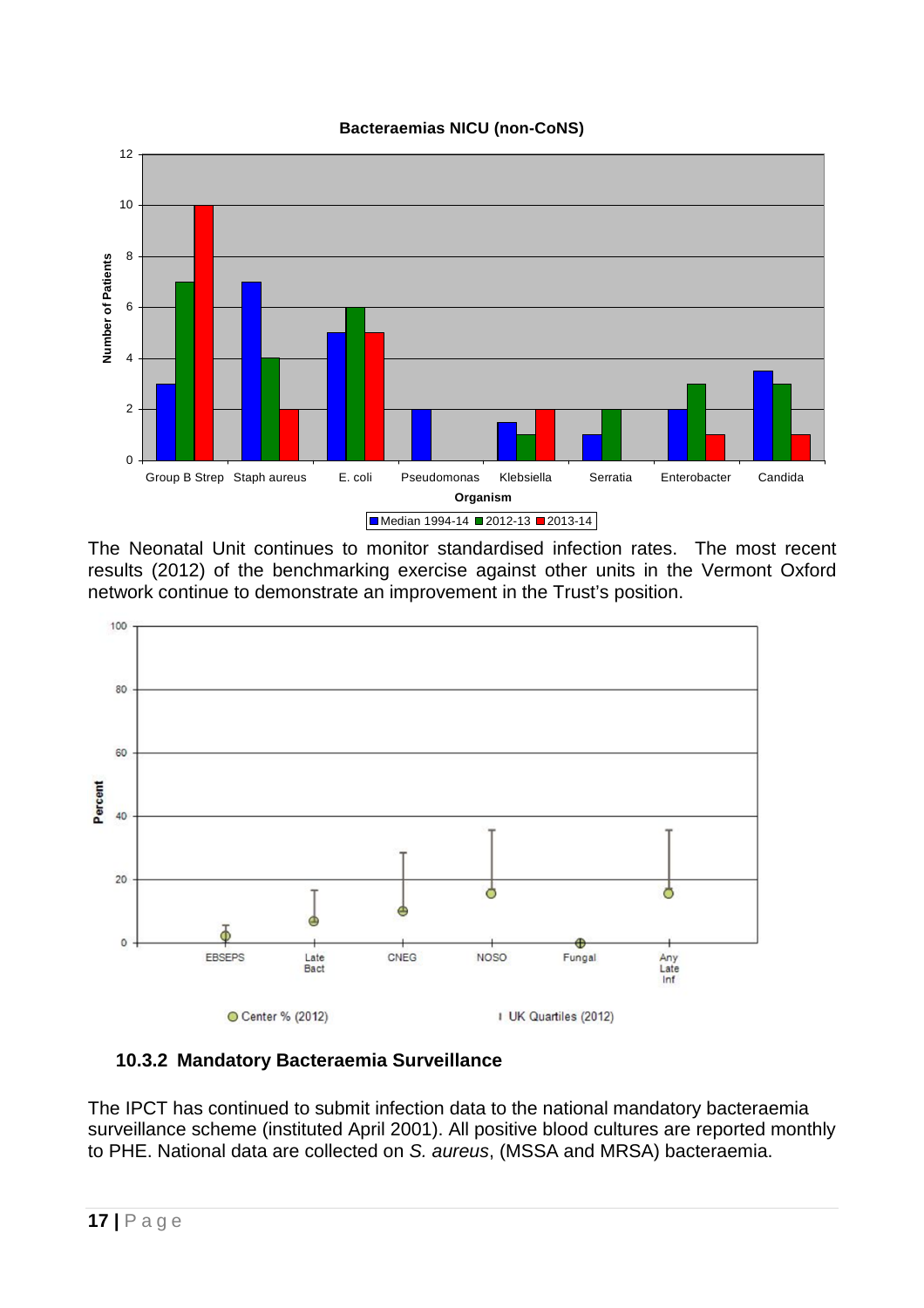The Neonatal Unit continues to monitor standardised infection rates. The most recent results (2012) of the benchmarking exercise against other units in the Vermont Oxford network continue to demonstrate an improvement in the Trust's position.

### 10.3.2 Mandatory Bacteraemia Surveillance

The IPCT has continued to submit infection data to the national mandatory bacteraemia surveillance scheme (instituted April 2001). All positive blood cultures are reported monthly to PHE. National data are collected on *S. aureus*, (MSSA and MRSA) bacteraemia.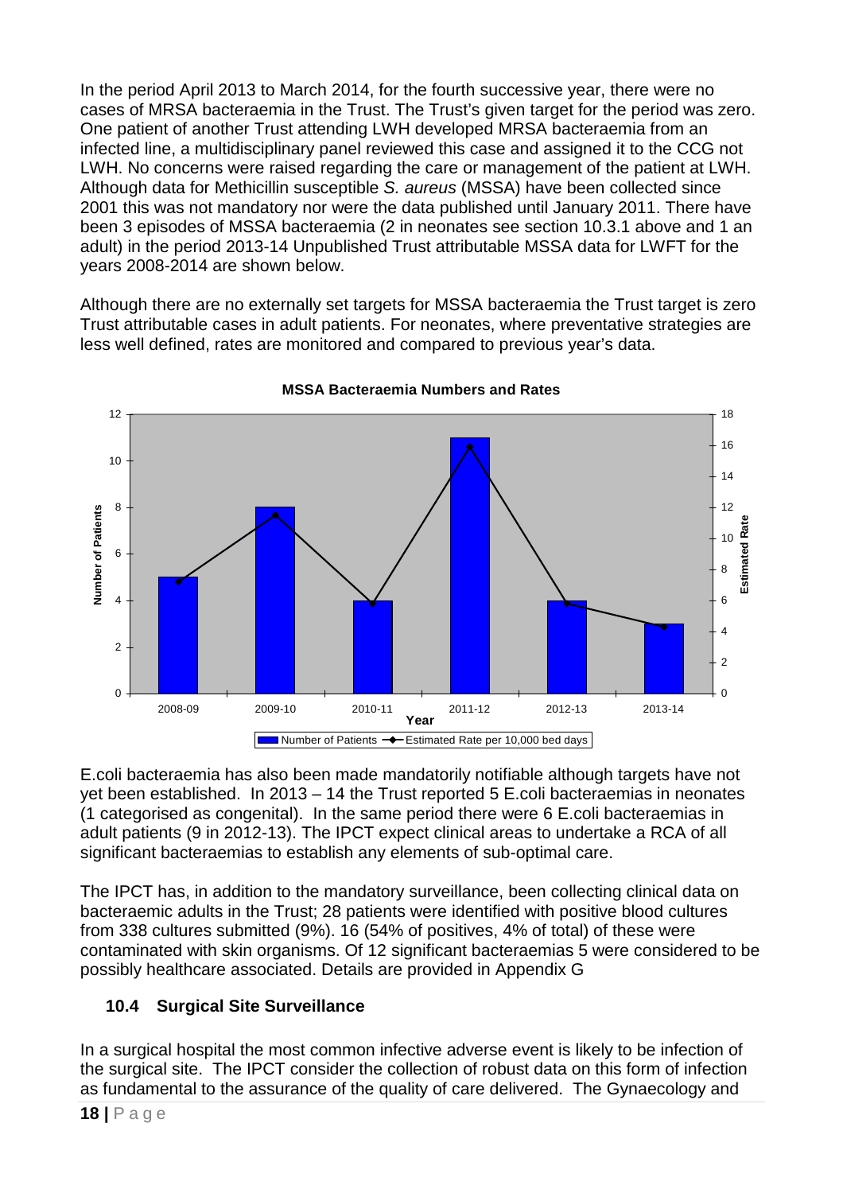In the period April 2013 to March 2014, for the fourth successive year, there were no cases of MRSA bacteraemia in the Trust. The Trust's given target for the period was zero. One patient of another Trust attending LWH developed MRSA bacteraemia from an infected line, a multidisciplinary panel reviewed this case and assigned it to the CCG not LWH. No concerns were raised regarding the care or management of the patient at LWH. Although data for Methicillin susceptible *S. aureus* (MSSA) have been collected since 2001 this was not mandatory nor were the data published until January 2011. There have been 3 episodes of MSSA bacteraemia (2 in neonates see section 10.3.1 above and 1 an adult) in the period 2013-14 Unpublished Trust attributable MSSA data for LWFT for the years 2008-2014 are shown below.

Although there are no externally set targets for MSSA bacteraemia the Trust target is zero Trust attributable cases in adult patients. For neonates, where preventative strategies are less well defined, rates are monitored and compared to previous year's data.

**MSSA Bacteraemia Numbers and Rates**

| Year | Number of Patients |
|---|---|
| 2008-09 | 5 |
| 2009-10 | 8 |
| 2010-11 | 4 |
| 2011-12 | 11 |
| 2012-13 | 4 |
| 2013-14 | 3 |

Number of Patients — Estimated Rate per 10,000 bed days

E.coli bacteraemia has also been made mandatorily notifiable although targets have not yet been established. In 2013 – 14 the Trust reported 5 E.coli bacteraemias in neonates (1 categorised as congenital). In the same period there were 6 E.coli bacteraemias in adult patients (9 in 2012-13). The IPCT expect clinical areas to undertake a RCA of all significant bacteraemias to establish any elements of sub-optimal care.

The IPCT has, in addition to the mandatory surveillance, been collecting clinical data on bacteraemic adults in the Trust; 28 patients were identified with positive blood cultures from 338 cultures submitted (9%). 16 (54% of positives, 4% of total) of these were contaminated with skin organisms. Of 12 significant bacteraemias 5 were considered to be possibly healthcare associated. Details are provided in Appendix G

### 10.4 Surgical Site Surveillance

In a surgical hospital the most common infective adverse event is likely to be infection of the surgical site. The IPCT consider the collection of robust data on this form of infection as fundamental to the assurance of the quality of care delivered. The Gynaecology and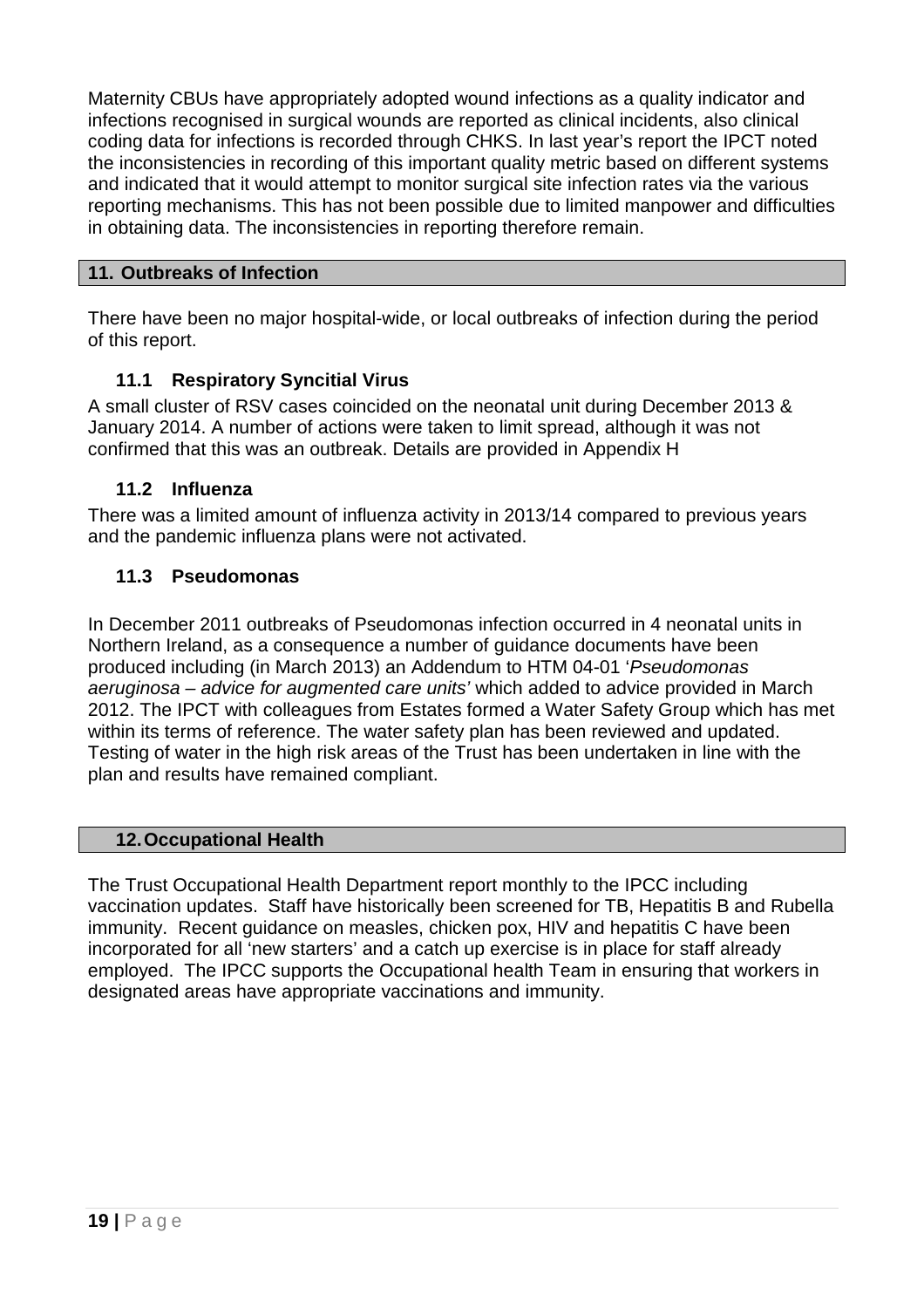Maternity CBUs have appropriately adopted wound infections as a quality indicator and infections recognised in surgical wounds are reported as clinical incidents, also clinical coding data for infections is recorded through CHKS. In last year's report the IPCT noted the inconsistencies in recording of this important quality metric based on different systems and indicated that it would attempt to monitor surgical site infection rates via the various reporting mechanisms. This has not been possible due to limited manpower and difficulties in obtaining data. The inconsistencies in reporting therefore remain.

## 11. Outbreaks of Infection

There have been no major hospital-wide, or local outbreaks of infection during the period of this report.

### 11.1 Respiratory Syncitial Virus

A small cluster of RSV cases coincided on the neonatal unit during December 2013 & January 2014. A number of actions were taken to limit spread, although it was not confirmed that this was an outbreak. Details are provided in Appendix H

### 11.2 Influenza

There was a limited amount of influenza activity in 2013/14 compared to previous years and the pandemic influenza plans were not activated.

### 11.3 Pseudomonas

In December 2011 outbreaks of Pseudomonas infection occurred in 4 neonatal units in Northern Ireland, as a consequence a number of guidance documents have been produced including (in March 2013) an Addendum to HTM 04-01 '*Pseudomonas aeruginosa – advice for augmented care units'* which added to advice provided in March 2012. The IPCT with colleagues from Estates formed a Water Safety Group which has met within its terms of reference. The water safety plan has been reviewed and updated. Testing of water in the high risk areas of the Trust has been undertaken in line with the plan and results have remained compliant.

## 12. Occupational Health

The Trust Occupational Health Department report monthly to the IPCC including vaccination updates. Staff have historically been screened for TB, Hepatitis B and Rubella immunity. Recent guidance on measles, chicken pox, HIV and hepatitis C have been incorporated for all 'new starters' and a catch up exercise is in place for staff already employed. The IPCC supports the Occupational health Team in ensuring that workers in designated areas have appropriate vaccinations and immunity.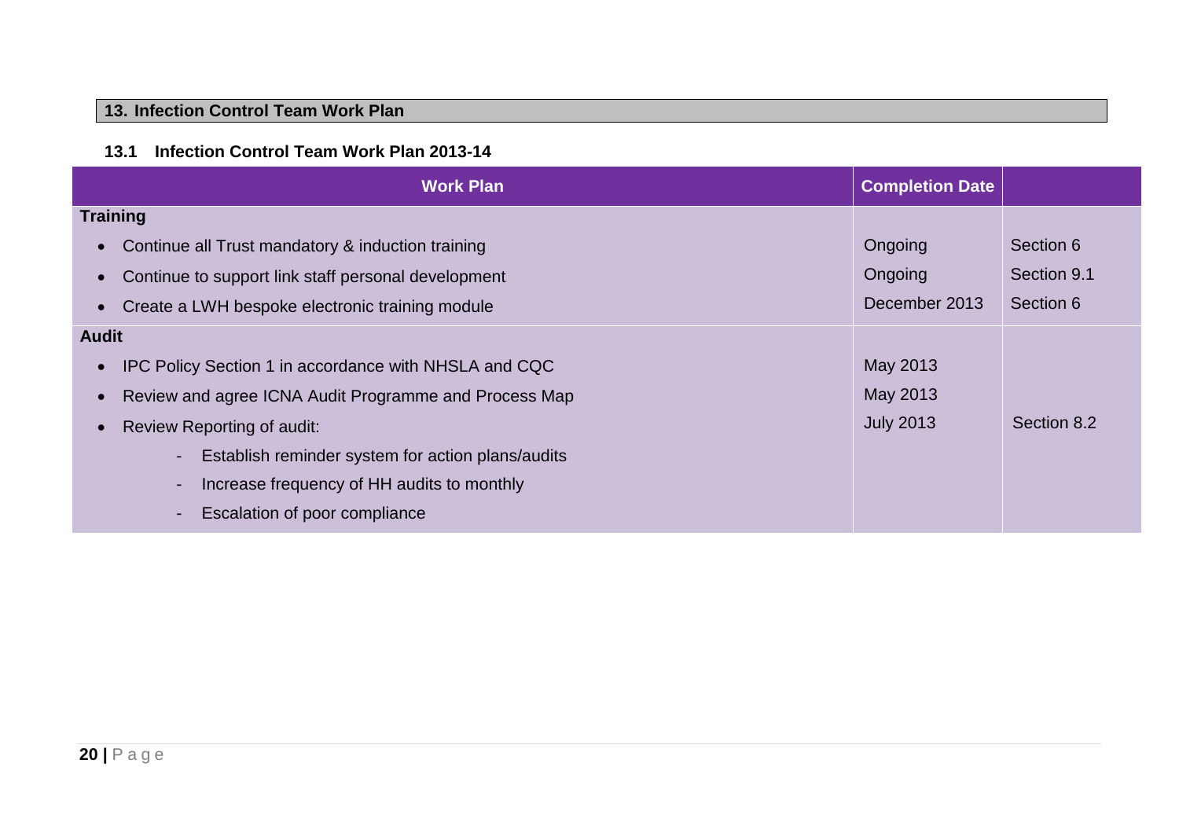## 13. Infection Control Team Work Plan

### 13.1 Infection Control Team Work Plan 2013-14

| Work Plan | Completion Date | |
|---|---|---|
| **Training** | | |
| • Continue all Trust mandatory & induction training | Ongoing | Section 6 |
| • Continue to support link staff personal development | Ongoing | Section 9.1 |
| • Create a LWH bespoke electronic training module | December 2013 | Section 6 |
| **Audit** | | |
| • IPC Policy Section 1 in accordance with NHSLA and CQC | May 2013 | |
| • Review and agree ICNA Audit Programme and Process Map | May 2013 | |
| • Review Reporting of audit:<br>- Establish reminder system for action plans/audits<br>- Increase frequency of HH audits to monthly<br>- Escalation of poor compliance | July 2013 | Section 8.2 |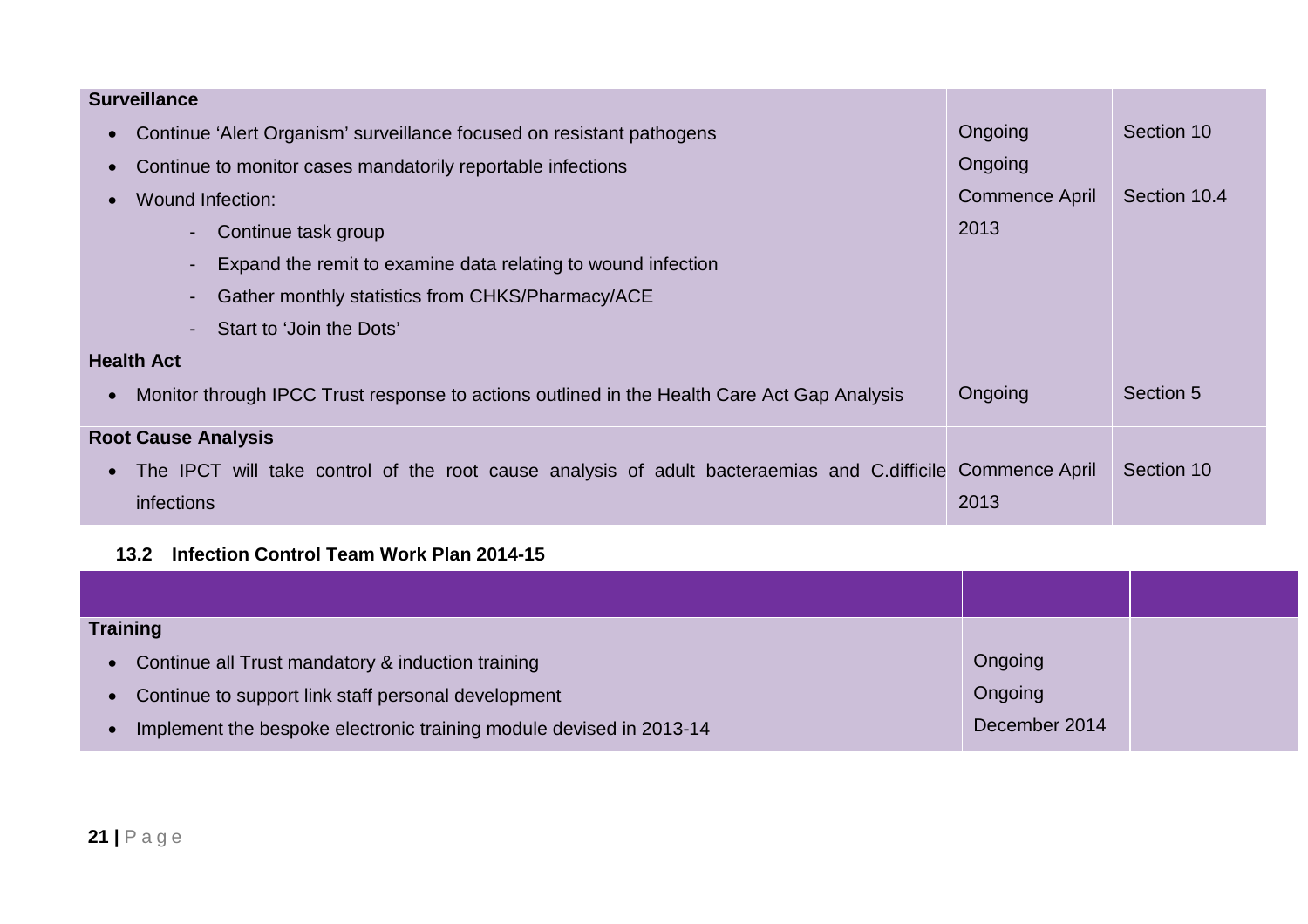| | | |
|---|---|---|
| **Surveillance** | | |
| • Continue 'Alert Organism' surveillance focused on resistant pathogens | Ongoing | Section 10 |
| • Continue to monitor cases mandatorily reportable infections | Ongoing | |
| • Wound Infection:<br>- Continue task group<br>- Expand the remit to examine data relating to wound infection<br>- Gather monthly statistics from CHKS/Pharmacy/ACE<br>- Start to 'Join the Dots' | Commence April 2013 | Section 10.4 |
| **Health Act** | | |
| • Monitor through IPCC Trust response to actions outlined in the Health Care Act Gap Analysis | Ongoing | Section 5 |
| **Root Cause Analysis** | | |
| • The IPCT will take control of the root cause analysis of adult bacteraemias and C.difficile infections | Commence April 2013 | Section 10 |

### 13.2 Infection Control Team Work Plan 2014-15

| | | |
|---|---|---|
| **Training** | | |
| • Continue all Trust mandatory & induction training | Ongoing | |
| • Continue to support link staff personal development | Ongoing | |
| • Implement the bespoke electronic training module devised in 2013-14 | December 2014 | |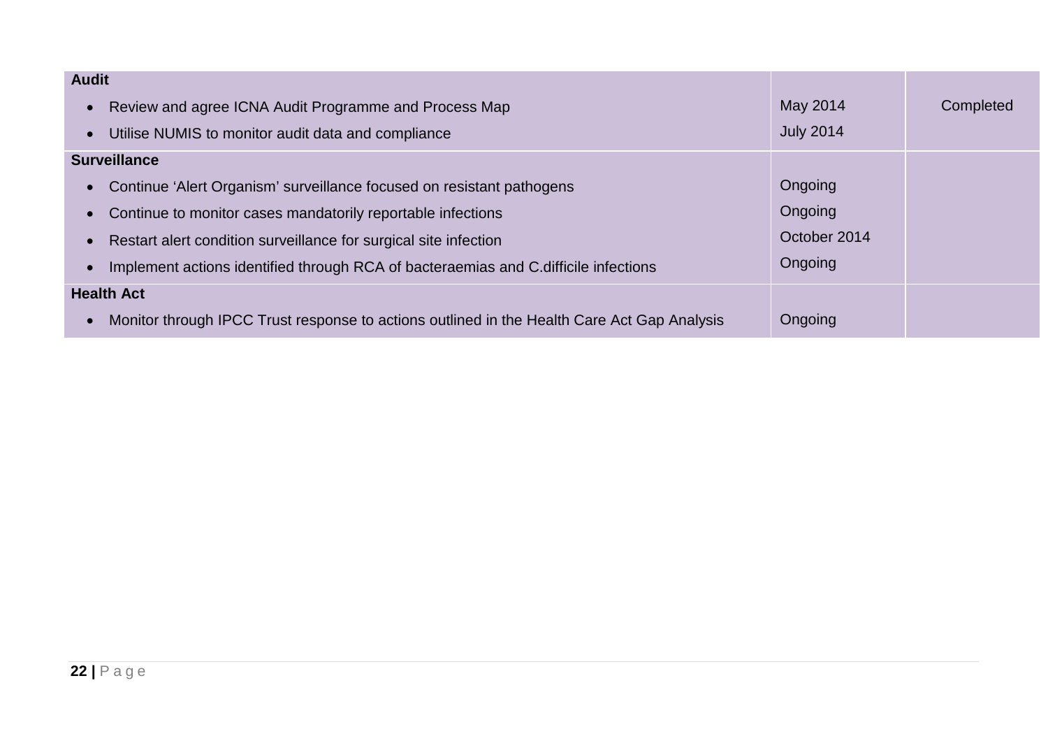| | | |
|---|---|---|
| **Audit** | | |
| • Review and agree ICNA Audit Programme and Process Map<br>• Utilise NUMIS to monitor audit data and compliance | May 2014<br>July 2014 | Completed |
| **Surveillance** | | |
| • Continue 'Alert Organism' surveillance focused on resistant pathogens<br>• Continue to monitor cases mandatorily reportable infections<br>• Restart alert condition surveillance for surgical site infection<br>• Implement actions identified through RCA of bacteraemias and C.difficile infections | Ongoing<br>Ongoing<br>October 2014<br>Ongoing | |
| **Health Act** | | |
| • Monitor through IPCC Trust response to actions outlined in the Health Care Act Gap Analysis | Ongoing | |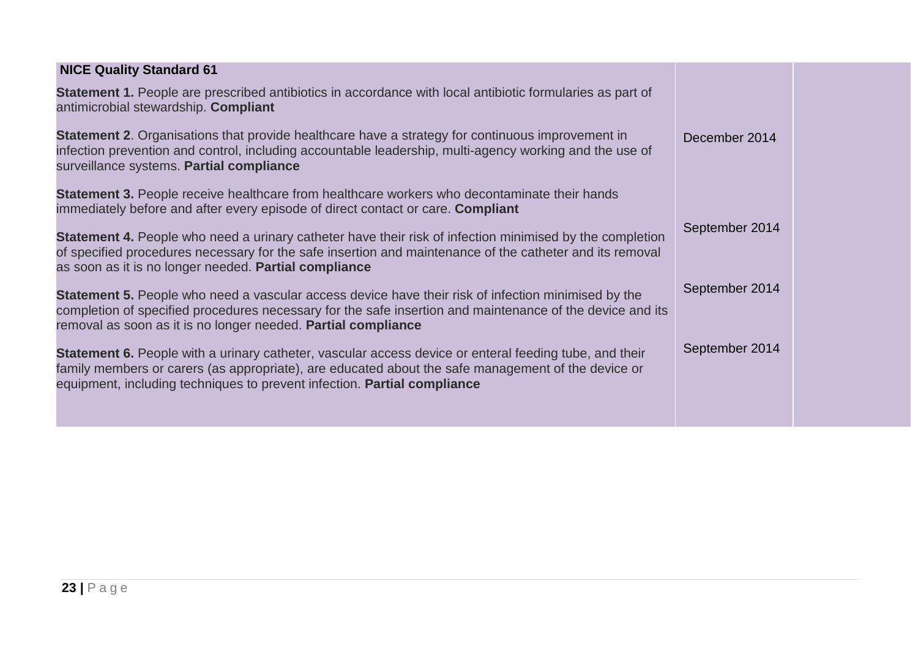| NICE Quality Standard 61 | | |
|---|---|---|
| **Statement 1.** People are prescribed antibiotics in accordance with local antibiotic formularies as part of antimicrobial stewardship. **Compliant** | | |
| **Statement 2**. Organisations that provide healthcare have a strategy for continuous improvement in infection prevention and control, including accountable leadership, multi-agency working and the use of surveillance systems. **Partial compliance** | December 2014 | |
| **Statement 3.** People receive healthcare from healthcare workers who decontaminate their hands immediately before and after every episode of direct contact or care. **Compliant** | | |
| **Statement 4.** People who need a urinary catheter have their risk of infection minimised by the completion of specified procedures necessary for the safe insertion and maintenance of the catheter and its removal as soon as it is no longer needed. **Partial compliance** | September 2014 | |
| **Statement 5.** People who need a vascular access device have their risk of infection minimised by the completion of specified procedures necessary for the safe insertion and maintenance of the device and its removal as soon as it is no longer needed. **Partial compliance** | September 2014 | |
| **Statement 6.** People with a urinary catheter, vascular access device or enteral feeding tube, and their family members or carers (as appropriate), are educated about the safe management of the device or equipment, including techniques to prevent infection. **Partial compliance** | September 2014 | |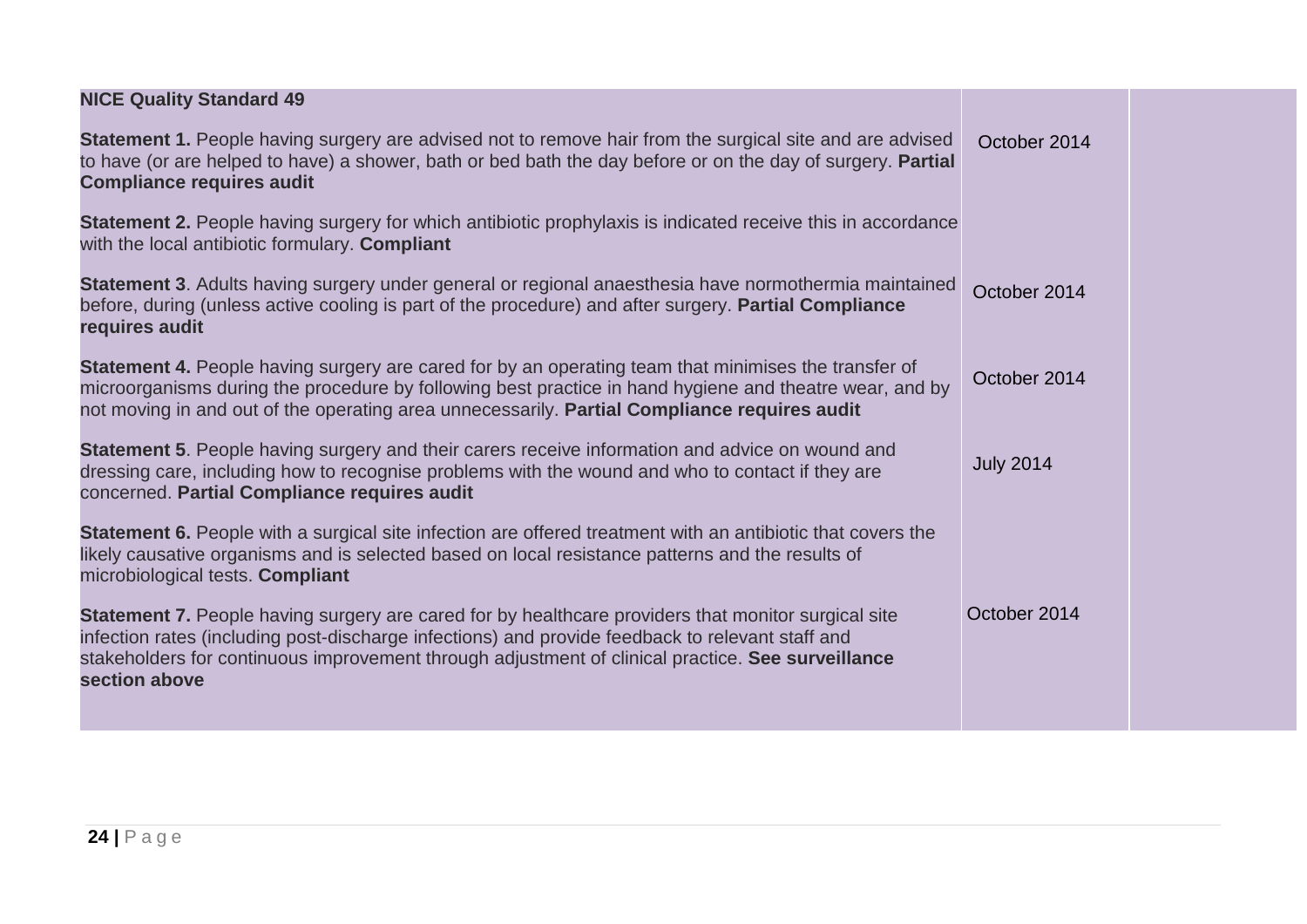| NICE Quality Standard 49 | | |
|---|---|---|
| **Statement 1.** People having surgery are advised not to remove hair from the surgical site and are advised to have (or are helped to have) a shower, bath or bed bath the day before or on the day of surgery. **Partial Compliance requires audit** | October 2014 | |
| **Statement 2.** People having surgery for which antibiotic prophylaxis is indicated receive this in accordance with the local antibiotic formulary. **Compliant** | | |
| **Statement 3**. Adults having surgery under general or regional anaesthesia have normothermia maintained before, during (unless active cooling is part of the procedure) and after surgery. **Partial Compliance requires audit** | October 2014 | |
| **Statement 4.** People having surgery are cared for by an operating team that minimises the transfer of microorganisms during the procedure by following best practice in hand hygiene and theatre wear, and by not moving in and out of the operating area unnecessarily. **Partial Compliance requires audit** | October 2014 | |
| **Statement 5**. People having surgery and their carers receive information and advice on wound and dressing care, including how to recognise problems with the wound and who to contact if they are concerned. **Partial Compliance requires audit** | July 2014 | |
| **Statement 6.** People with a surgical site infection are offered treatment with an antibiotic that covers the likely causative organisms and is selected based on local resistance patterns and the results of microbiological tests. **Compliant** | | |
| **Statement 7.** People having surgery are cared for by healthcare providers that monitor surgical site infection rates (including post-discharge infections) and provide feedback to relevant staff and stakeholders for continuous improvement through adjustment of clinical practice. **See surveillance section above** | October 2014 | |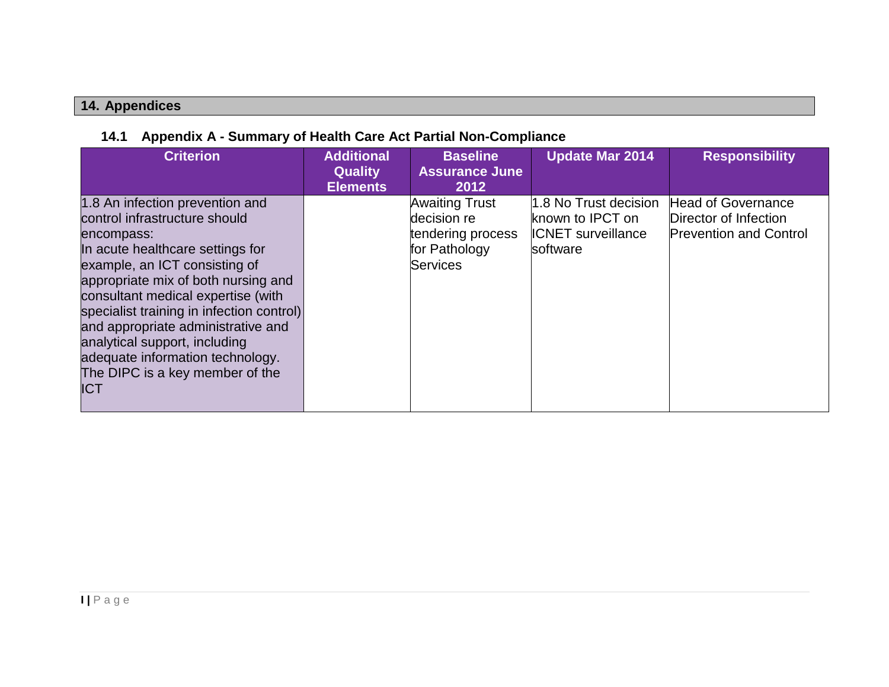## 14. Appendices

### 14.1 Appendix A - Summary of Health Care Act Partial Non-Compliance

| Criterion | Additional Quality Elements | Baseline Assurance June 2012 | Update Mar 2014 | Responsibility |
|---|---|---|---|---|
| 1.8 An infection prevention and control infrastructure should encompass:<br>In acute healthcare settings for example, an ICT consisting of appropriate mix of both nursing and consultant medical expertise (with specialist training in infection control) and appropriate administrative and analytical support, including adequate information technology. The DIPC is a key member of the ICT | | Awaiting Trust decision re tendering process for Pathology Services | 1.8 No Trust decision known to IPCT on ICNET surveillance software | Head of Governance<br>Director of Infection Prevention and Control |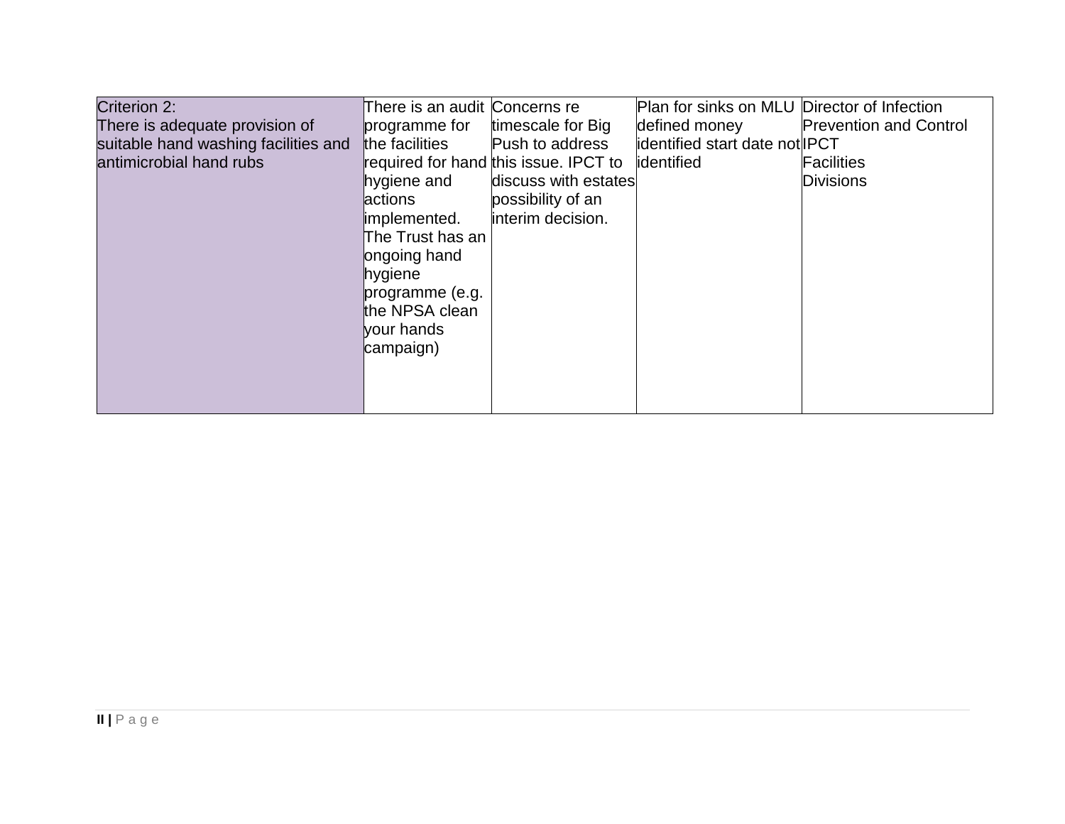| | | | | |
|---|---|---|---|---|
| Criterion 2:<br>There is adequate provision of suitable hand washing facilities and antimicrobial hand rubs | There is an audit programme for the facilities required for hand hygiene and actions implemented.<br>The Trust has an ongoing hand hygiene programme (e.g. the NPSA clean your hands campaign) | Concerns re timescale for Big Push to address this issue. IPCT to discuss with estates possibility of an interim decision. | Plan for sinks on MLU defined money identified start date not identified | Director of Infection Prevention and Control<br>IPCT<br>Facilities<br>Divisions |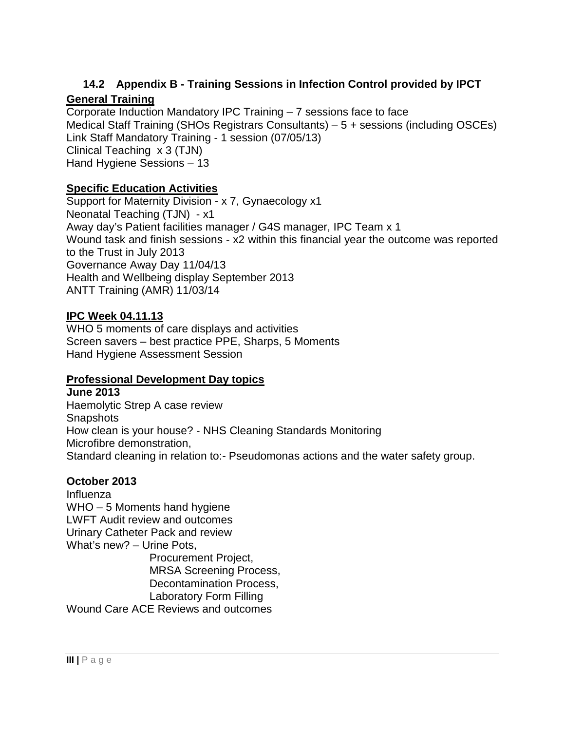## 14.2 Appendix B - Training Sessions in Infection Control provided by IPCT

**General Training**

Corporate Induction Mandatory IPC Training – 7 sessions face to face
Medical Staff Training (SHOs Registrars Consultants) – 5 + sessions (including OSCEs)
Link Staff Mandatory Training - 1 session (07/05/13)
Clinical Teaching x 3 (TJN)
Hand Hygiene Sessions – 13

**Specific Education Activities**

Support for Maternity Division - x 7, Gynaecology x1
Neonatal Teaching (TJN) - x1
Away day's Patient facilities manager / G4S manager, IPC Team x 1
Wound task and finish sessions - x2 within this financial year the outcome was reported to the Trust in July 2013
Governance Away Day 11/04/13
Health and Wellbeing display September 2013
ANTT Training (AMR) 11/03/14

**IPC Week 04.11.13**

WHO 5 moments of care displays and activities
Screen savers – best practice PPE, Sharps, 5 Moments
Hand Hygiene Assessment Session

**Professional Development Day topics**

**June 2013**

Haemolytic Strep A case review
Snapshots
How clean is your house? - NHS Cleaning Standards Monitoring
Microfibre demonstration,
Standard cleaning in relation to:- Pseudomonas actions and the water safety group.

**October 2013**

Influenza
WHO – 5 Moments hand hygiene
LWFT Audit review and outcomes
Urinary Catheter Pack and review
What's new? – Urine Pots,
Procurement Project,
MRSA Screening Process,
Decontamination Process,
Laboratory Form Filling
Wound Care ACE Reviews and outcomes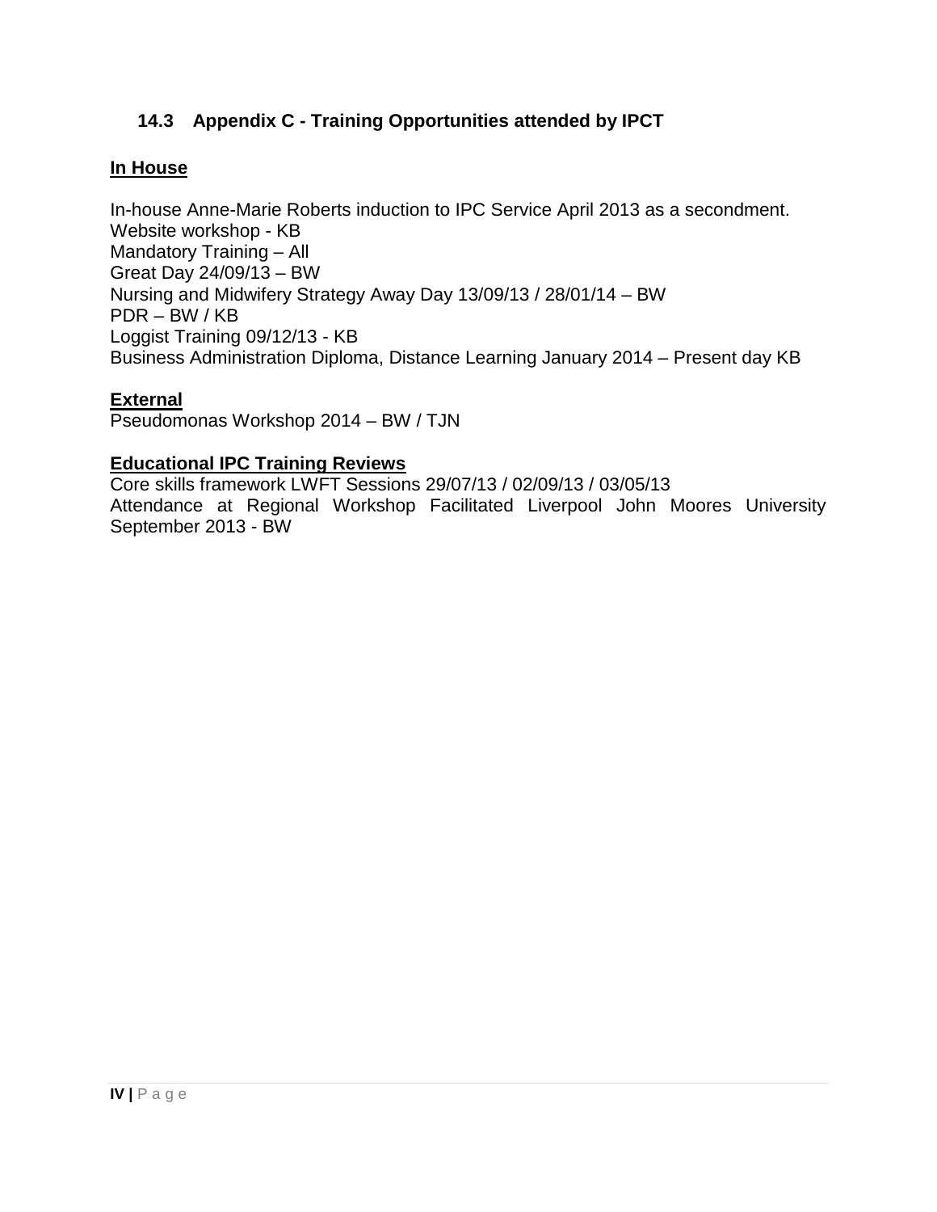## 14.3 Appendix C - Training Opportunities attended by IPCT

**In House**

In-house Anne-Marie Roberts induction to IPC Service April 2013 as a secondment.
Website workshop - KB
Mandatory Training – All
Great Day 24/09/13 – BW
Nursing and Midwifery Strategy Away Day 13/09/13 / 28/01/14 – BW
PDR – BW / KB
Loggist Training 09/12/13 - KB
Business Administration Diploma, Distance Learning January 2014 – Present day KB

**External**

Pseudomonas Workshop 2014 – BW / TJN

**Educational IPC Training Reviews**

Core skills framework LWFT Sessions 29/07/13 / 02/09/13 / 03/05/13
Attendance at Regional Workshop Facilitated Liverpool John Moores University September 2013 - BW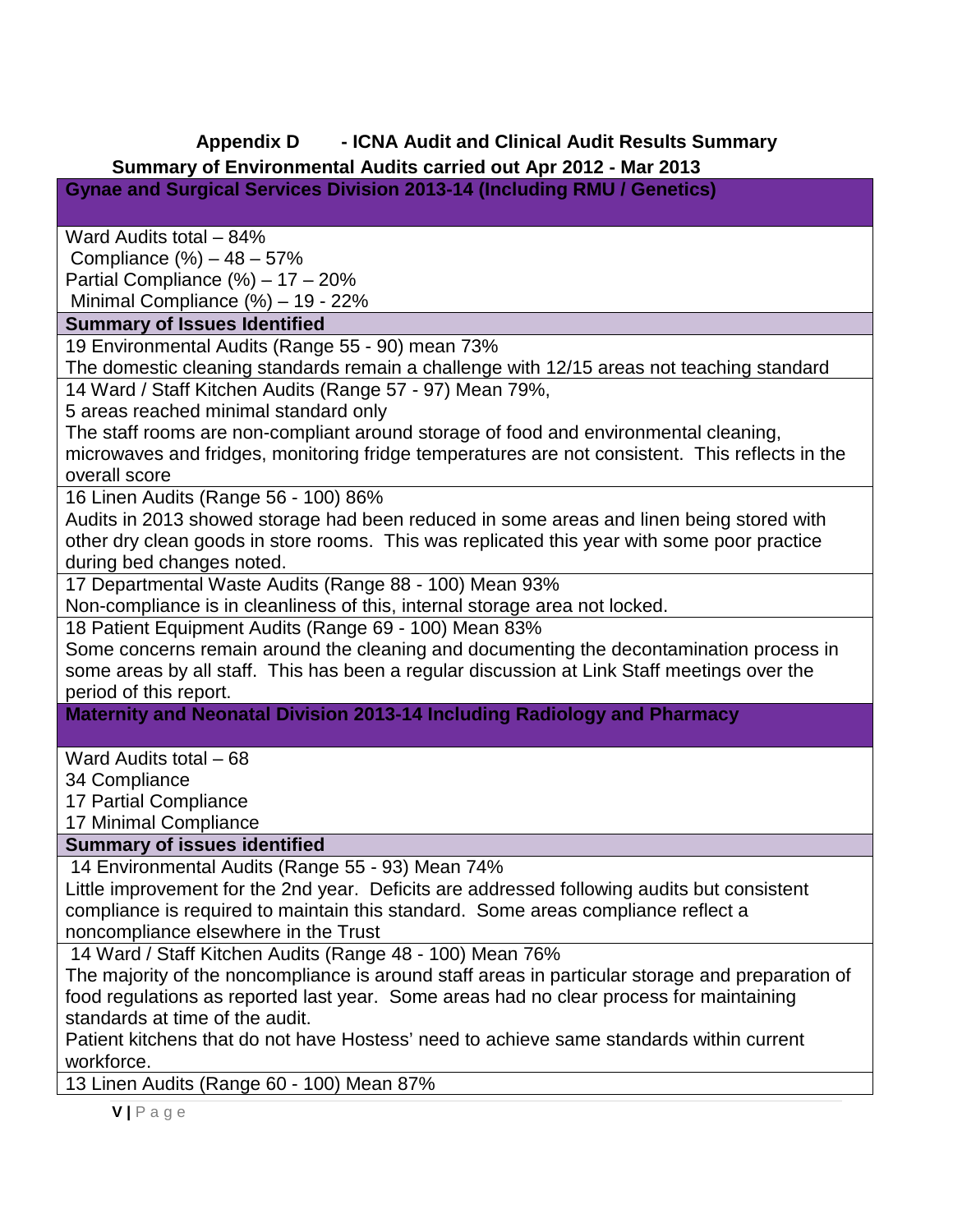## Appendix D - ICNA Audit and Clinical Audit Results Summary

### Summary of Environmental Audits carried out Apr 2012 - Mar 2013

| **Gynae and Surgical Services Division 2013-14 (Including RMU / Genetics)** |
|---|
| Ward Audits total – 84%<br>Compliance (%) – 48 – 57%<br>Partial Compliance (%) – 17 – 20%<br>Minimal Compliance (%) – 19 - 22% |
| **Summary of Issues Identified** |
| 19 Environmental Audits (Range 55 - 90) mean 73%<br>The domestic cleaning standards remain a challenge with 12/15 areas not teaching standard |
| 14 Ward / Staff Kitchen Audits (Range 57 - 97) Mean 79%,<br>5 areas reached minimal standard only<br>The staff rooms are non-compliant around storage of food and environmental cleaning, microwaves and fridges, monitoring fridge temperatures are not consistent. This reflects in the overall score |
| 16 Linen Audits (Range 56 - 100) 86%<br>Audits in 2013 showed storage had been reduced in some areas and linen being stored with other dry clean goods in store rooms. This was replicated this year with some poor practice during bed changes noted. |
| 17 Departmental Waste Audits (Range 88 - 100) Mean 93%<br>Non-compliance is in cleanliness of this, internal storage area not locked. |
| 18 Patient Equipment Audits (Range 69 - 100) Mean 83%<br>Some concerns remain around the cleaning and documenting the decontamination process in some areas by all staff. This has been a regular discussion at Link Staff meetings over the period of this report. |
| **Maternity and Neonatal Division 2013-14 Including Radiology and Pharmacy** |
| Ward Audits total – 68<br>34 Compliance<br>17 Partial Compliance<br>17 Minimal Compliance |
| **Summary of issues identified** |
| 14 Environmental Audits (Range 55 - 93) Mean 74%<br>Little improvement for the 2nd year. Deficits are addressed following audits but consistent compliance is required to maintain this standard. Some areas compliance reflect a noncompliance elsewhere in the Trust |
| 14 Ward / Staff Kitchen Audits (Range 48 - 100) Mean 76%<br>The majority of the noncompliance is around staff areas in particular storage and preparation of food regulations as reported last year. Some areas had no clear process for maintaining standards at time of the audit.<br>Patient kitchens that do not have Hostess' need to achieve same standards within current workforce. |
| 13 Linen Audits (Range 60 - 100) Mean 87% |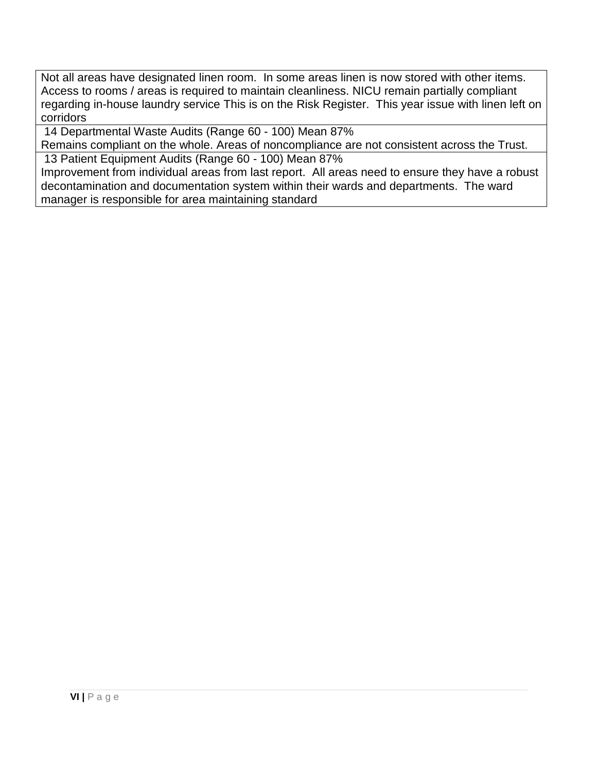| Not all areas have designated linen room. In some areas linen is now stored with other items. Access to rooms / areas is required to maintain cleanliness. NICU remain partially compliant regarding in-house laundry service This is on the Risk Register. This year issue with linen left on corridors |
|---|
| 14 Departmental Waste Audits (Range 60 - 100) Mean 87%<br>Remains compliant on the whole. Areas of noncompliance are not consistent across the Trust. |
| 13 Patient Equipment Audits (Range 60 - 100) Mean 87%<br>Improvement from individual areas from last report. All areas need to ensure they have a robust decontamination and documentation system within their wards and departments. The ward manager is responsible for area maintaining standard |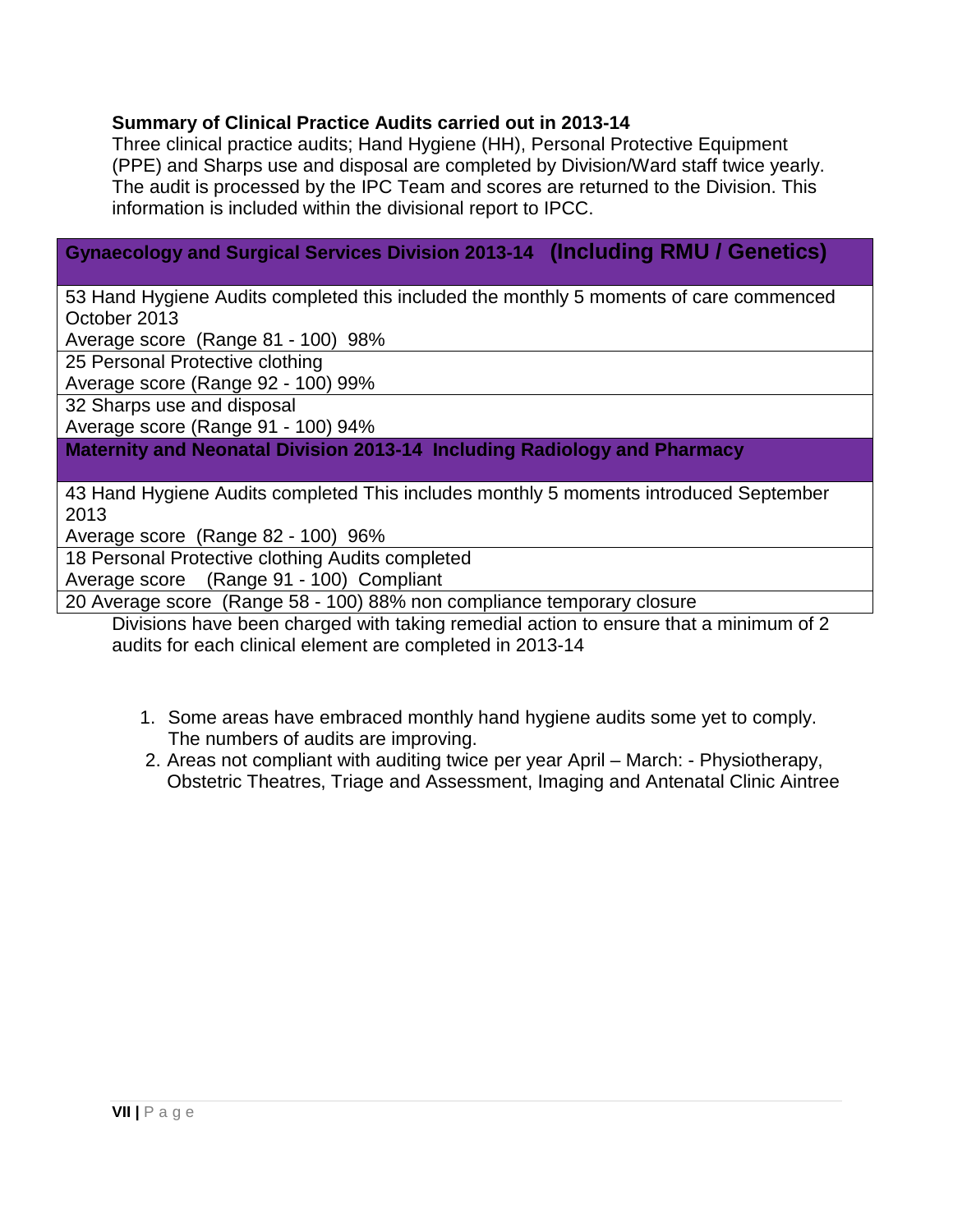**Summary of Clinical Practice Audits carried out in 2013-14**

Three clinical practice audits; Hand Hygiene (HH), Personal Protective Equipment (PPE) and Sharps use and disposal are completed by Division/Ward staff twice yearly. The audit is processed by the IPC Team and scores are returned to the Division. This information is included within the divisional report to IPCC.

| **Gynaecology and Surgical Services Division 2013-14 (Including RMU / Genetics)** |
|---|
| 53 Hand Hygiene Audits completed this included the monthly 5 moments of care commenced October 2013<br>Average score (Range 81 - 100) 98% |
| 25 Personal Protective clothing<br>Average score (Range 92 - 100) 99% |
| 32 Sharps use and disposal<br>Average score (Range 91 - 100) 94% |
| **Maternity and Neonatal Division 2013-14 Including Radiology and Pharmacy** |
| 43 Hand Hygiene Audits completed This includes monthly 5 moments introduced September 2013<br>Average score (Range 82 - 100) 96% |
| 18 Personal Protective clothing Audits completed<br>Average score (Range 91 - 100) Compliant |
| 20 Average score (Range 58 - 100) 88% non compliance temporary closure |

Divisions have been charged with taking remedial action to ensure that a minimum of 2 audits for each clinical element are completed in 2013-14

1. Some areas have embraced monthly hand hygiene audits some yet to comply. The numbers of audits are improving.
2. Areas not compliant with auditing twice per year April – March: - Physiotherapy, Obstetric Theatres, Triage and Assessment, Imaging and Antenatal Clinic Aintree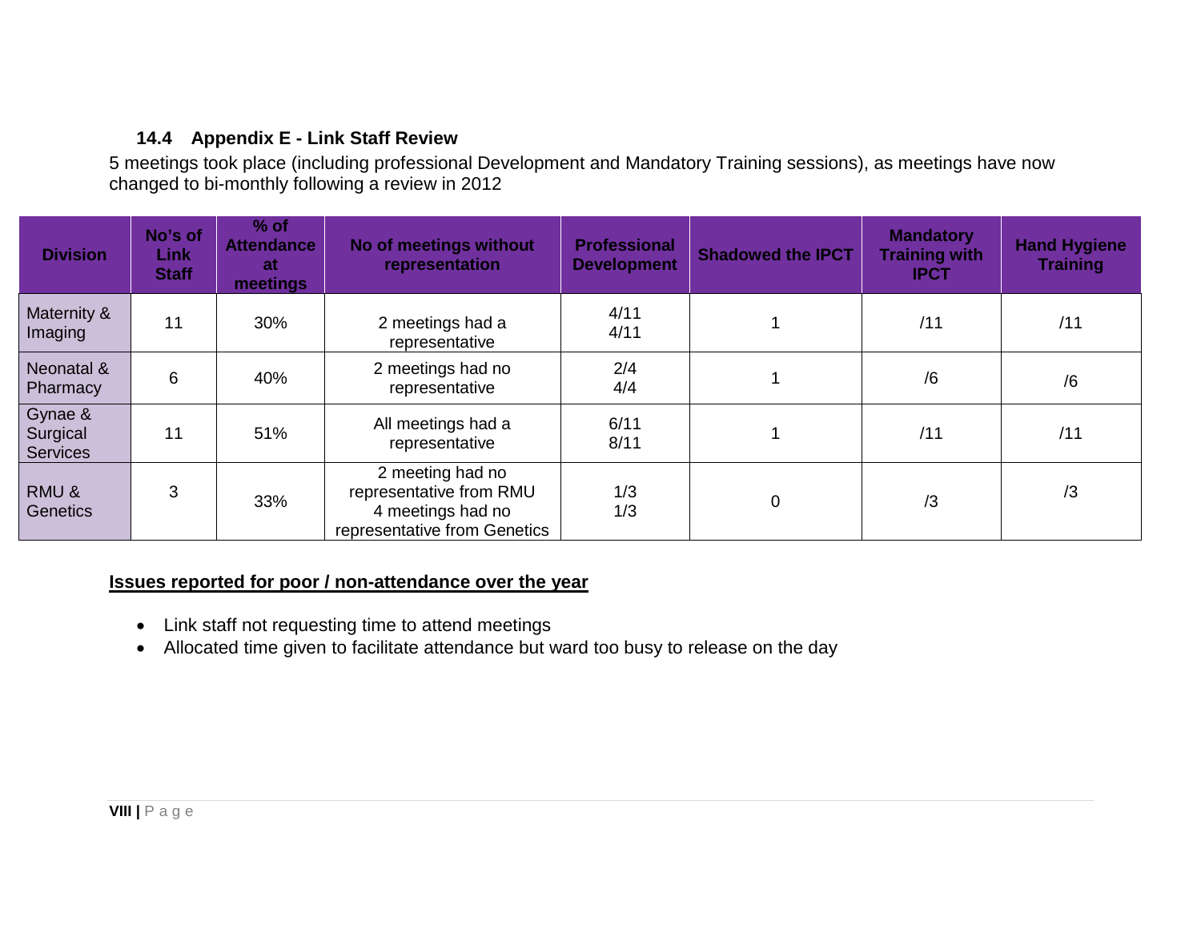### 14.4 Appendix E - Link Staff Review

5 meetings took place (including professional Development and Mandatory Training sessions), as meetings have now changed to bi-monthly following a review in 2012

| Division | No's of Link Staff | % of Attendance at meetings | No of meetings without representation | Professional Development | Shadowed the IPCT | Mandatory Training with IPCT | Hand Hygiene Training |
|---|---|---|---|---|---|---|---|
| Maternity & Imaging | 11 | 30% | 2 meetings had a representative | 4/11<br>4/11 | 1 | /11 | /11 |
| Neonatal & Pharmacy | 6 | 40% | 2 meetings had no representative | 2/4<br>4/4 | 1 | /6 | /6 |
| Gynae & Surgical Services | 11 | 51% | All meetings had a representative | 6/11<br>8/11 | 1 | /11 | /11 |
| RMU & Genetics | 3 | 33% | 2 meeting had no representative from RMU<br>4 meetings had no representative from Genetics | 1/3<br>1/3 | 0 | /3 | /3 |

**Issues reported for poor / non-attendance over the year**

- Link staff not requesting time to attend meetings
- Allocated time given to facilitate attendance but ward too busy to release on the day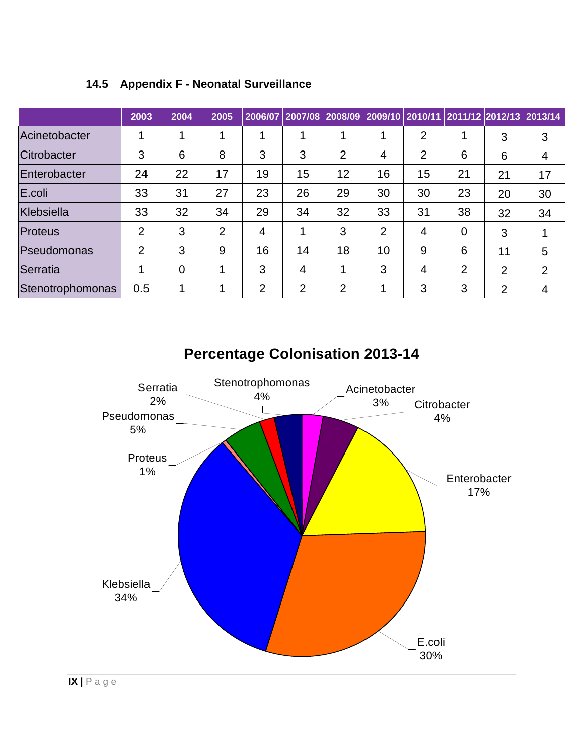### 14.5 Appendix F - Neonatal Surveillance

| | 2003 | 2004 | 2005 | 2006/07 | 2007/08 | 2008/09 | 2009/10 | 2010/11 | 2011/12 | 2012/13 | 2013/14 |
|---|---|---|---|---|---|---|---|---|---|---|---|
| Acinetobacter | 1 | 1 | 1 | 1 | 1 | 1 | 1 | 2 | 1 | 3 | 3 |
| Citrobacter | 3 | 6 | 8 | 3 | 3 | 2 | 4 | 2 | 6 | 6 | 4 |
| Enterobacter | 24 | 22 | 17 | 19 | 15 | 12 | 16 | 15 | 21 | 21 | 17 |
| E.coli | 33 | 31 | 27 | 23 | 26 | 29 | 30 | 30 | 23 | 20 | 30 |
| Klebsiella | 33 | 32 | 34 | 29 | 34 | 32 | 33 | 31 | 38 | 32 | 34 |
| Proteus | 2 | 3 | 2 | 4 | 1 | 3 | 2 | 4 | 0 | 3 | 1 |
| Pseudomonas | 2 | 3 | 9 | 16 | 14 | 18 | 10 | 9 | 6 | 11 | 5 |
| Serratia | 1 | 0 | 1 | 3 | 4 | 1 | 3 | 4 | 2 | 2 | 2 |
| Stenotrophomonas | 0.5 | 1 | 1 | 2 | 2 | 2 | 1 | 3 | 3 | 2 | 4 |

**Percentage Colonisation 2013-14**

| Organism | % |
|---|---|
| Acinetobacter | 3% |
| Citrobacter | 4% |
| Enterobacter | 17% |
| E.coli | 30% |
| Klebsiella | 34% |
| Proteus | 1% |
| Pseudomonas | 5% |
| Serratia | 2% |
| Stenotrophomonas | 4% |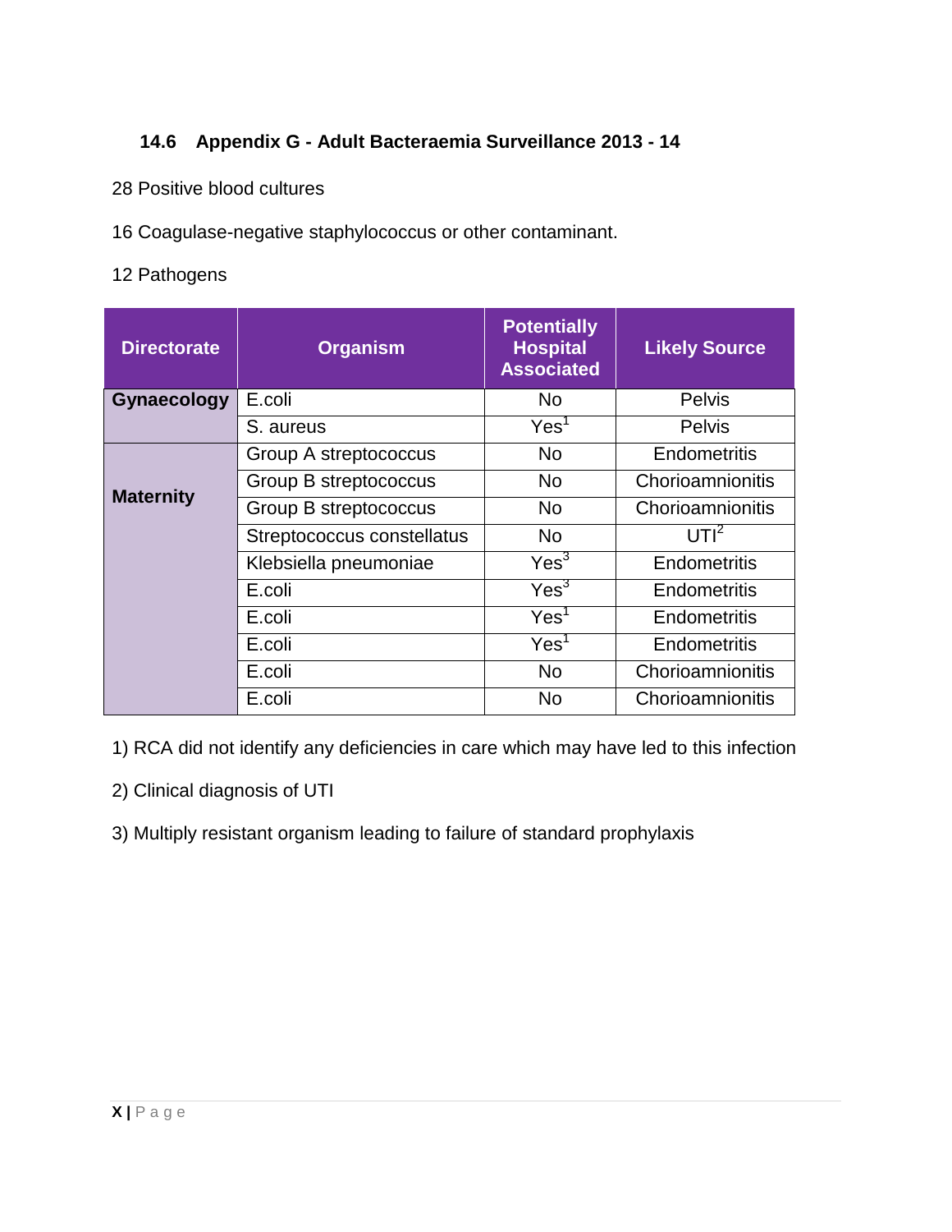## 14.6 Appendix G - Adult Bacteraemia Surveillance 2013 - 14

28 Positive blood cultures

16 Coagulase-negative staphylococcus or other contaminant.

12 Pathogens

| Directorate | Organism | Potentially Hospital Associated | Likely Source |
|---|---|---|---|
| **Gynaecology** | E.coli | No | Pelvis |
| | S. aureus | Yes[1] | Pelvis |
| **Maternity** | Group A streptococcus | No | Endometritis |
| | Group B streptococcus | No | Chorioamnionitis |
| | Group B streptococcus | No | Chorioamnionitis |
| | Streptococcus constellatus | No | UTI[2] |
| | Klebsiella pneumoniae | Yes[3] | Endometritis |
| | E.coli | Yes[3] | Endometritis |
| | E.coli | Yes[1] | Endometritis |
| | E.coli | Yes[1] | Endometritis |
| | E.coli | No | Chorioamnionitis |
| | E.coli | No | Chorioamnionitis |

1) RCA did not identify any deficiencies in care which may have led to this infection

2) Clinical diagnosis of UTI

3) Multiply resistant organism leading to failure of standard prophylaxis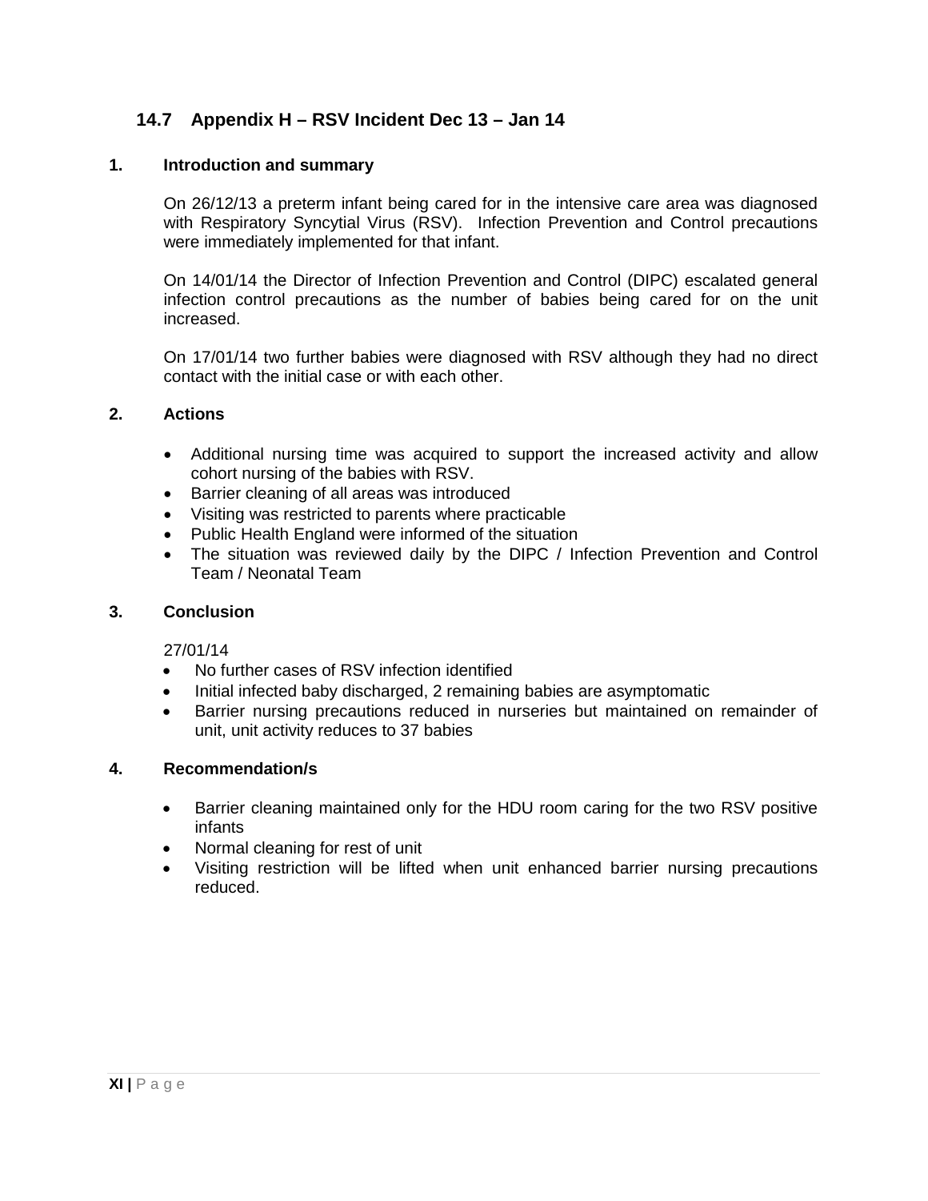## 14.7 Appendix H – RSV Incident Dec 13 – Jan 14

### 1. Introduction and summary

On 26/12/13 a preterm infant being cared for in the intensive care area was diagnosed with Respiratory Syncytial Virus (RSV). Infection Prevention and Control precautions were immediately implemented for that infant.

On 14/01/14 the Director of Infection Prevention and Control (DIPC) escalated general infection control precautions as the number of babies being cared for on the unit increased.

On 17/01/14 two further babies were diagnosed with RSV although they had no direct contact with the initial case or with each other.

### 2. Actions

- Additional nursing time was acquired to support the increased activity and allow cohort nursing of the babies with RSV.
- Barrier cleaning of all areas was introduced
- Visiting was restricted to parents where practicable
- Public Health England were informed of the situation
- The situation was reviewed daily by the DIPC / Infection Prevention and Control Team / Neonatal Team

### 3. Conclusion

27/01/14

- No further cases of RSV infection identified
- Initial infected baby discharged, 2 remaining babies are asymptomatic
- Barrier nursing precautions reduced in nurseries but maintained on remainder of unit, unit activity reduces to 37 babies

### 4. Recommendation/s

- Barrier cleaning maintained only for the HDU room caring for the two RSV positive infants
- Normal cleaning for rest of unit
- Visiting restriction will be lifted when unit enhanced barrier nursing precautions reduced.